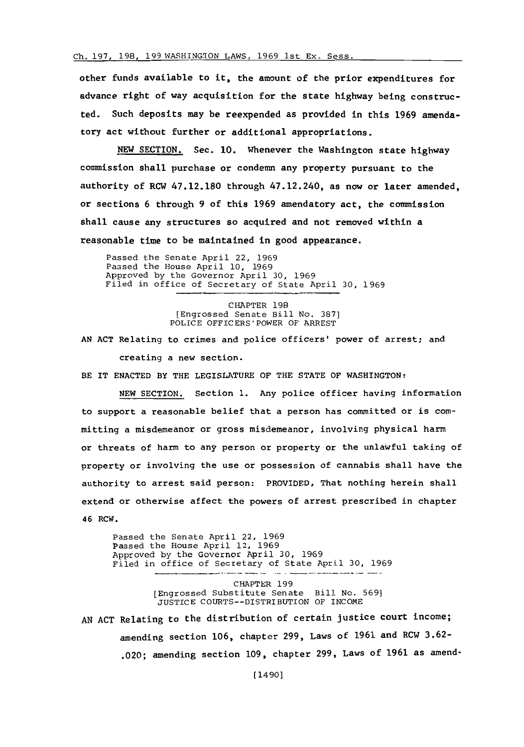other funds available to it, the amount of the prior expenditures for advance right of way acquisition for the state highway being constructed. Such deposits may be reexpended as provided in this 1969 amendatory act without further or additional appropriations.

NEW SECTION. Sec. 10. Whenever the Washington state highway commission shall purchase or condemn any property pursuant to the authority of RCW 47.12.180 through 47.12.240, as now or later amended, or sections 6 through 9 of this 1969 amendatory act, the commission shall cause any structures so acquired and not removed within a reasonable time to be maintained in good appearance.

Passed the Senate April 22, 1969
Passed the House April 10, 1969
Approved by the Governor April 30, 1969
Filed in office of Secretary of State April 30, 1969

CHAPTER 198
[Engrossed Senate Bill No. 387]
POLICE OFFICERS' POWER OF ARREST

AN ACT Relating to crimes and police officers' power of arrest; and creating a new section.

BE IT ENACTED BY THE LEGISLATURE OF THE STATE OF WASHINGTON:

NEW SECTION. Section 1. Any police officer having information to support a reasonable belief that a person has committed or is committing a misdemeanor or gross misdemeanor, involving physical harm or threats of harm to any person or property or the unlawful taking of property or involving the use or possession of cannabis shall have the authority to arrest said person: PROVIDED, That nothing herein shall extend or otherwise affect the powers of arrest prescribed in chapter 46 RCW.

Passed the Senate April 22, 1969
Passed the House April 12, 1969
Approved by the Governor April 30, 1969
Filed in office of Secretary of State April 30, 1969

CHAPTER 199
[Engrossed Substitute Senate Bill No. 569]
JUSTICE COURTS--DISTRIBUTION OF INCOME

AN ACT Relating to the distribution of certain justice court income; amending section 106, chapter 299, Laws of 1961 and RCW 3.62-.020; amending section 109, chapter 299, Laws of 1961 as amend-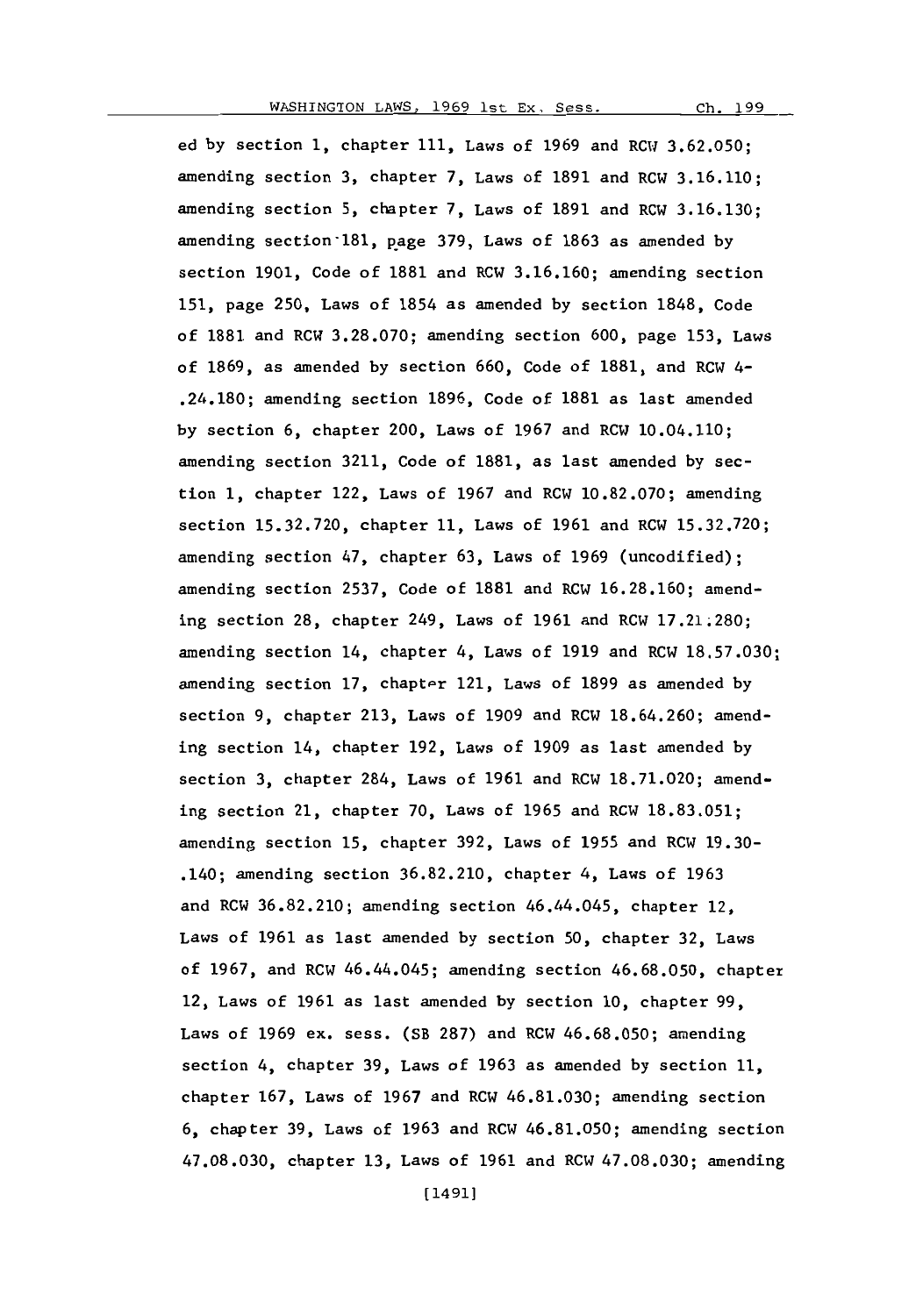ed by section 1, chapter 111, Laws of 1969 and RCW 3.62.050; amending section 3, chapter 7, Laws of 1891 and RCW 3.16.110; amending section 5, chapter 7, Laws of 1891 and RCW 3.16.130; amending section 181, page 379, Laws of 1863 as amended by section 1901, Code of 1881 and RCW 3.16.160; amending section 151, page 250, Laws of 1854 as amended by section 1848, Code of 1881 and RCW 3.28.070; amending section 600, page 153, Laws of 1869, as amended by section 660, Code of 1881, and RCW 4-.24.180; amending section 1896, Code of 1881 as last amended by section 6, chapter 200, Laws of 1967 and RCW 10.04.110; amending section 3211, Code of 1881, as last amended by section 1, chapter 122, Laws of 1967 and RCW 10.82.070; amending section 15.32.720, chapter 11, Laws of 1961 and RCW 15.32.720; amending section 47, chapter 63, Laws of 1969 (uncodified); amending section 2537, Code of 1881 and RCW 16.28.160; amending section 28, chapter 249, Laws of 1961 and RCW 17.21.280; amending section 14, chapter 4, Laws of 1919 and RCW 18.57.030; amending section 17, chapter 121, Laws of 1899 as amended by section 9, chapter 213, Laws of 1909 and RCW 18.64.260; amending section 14, chapter 192, Laws of 1909 as last amended by section 3, chapter 284, Laws of 1961 and RCW 18.71.020; amending section 21, chapter 70, Laws of 1965 and RCW 18.83.051; amending section 15, chapter 392, Laws of 1955 and RCW 19.30-.140; amending section 36.82.210, chapter 4, Laws of 1963 and RCW 36.82.210; amending section 46.44.045, chapter 12, Laws of 1961 as last amended by section 50, chapter 32, Laws of 1967, and RCW 46.44.045; amending section 46.68.050, chapter 12, Laws of 1961 as last amended by section 10, chapter 99, Laws of 1969 ex. sess. (SB 287) and RCW 46.68.050; amending section 4, chapter 39, Laws of 1963 as amended by section 11, chapter 167, Laws of 1967 and RCW 46.81.030; amending section 6, chapter 39, Laws of 1963 and RCW 46.81.050; amending section 47.08.030, chapter 13, Laws of 1961 and RCW 47.08.030; amending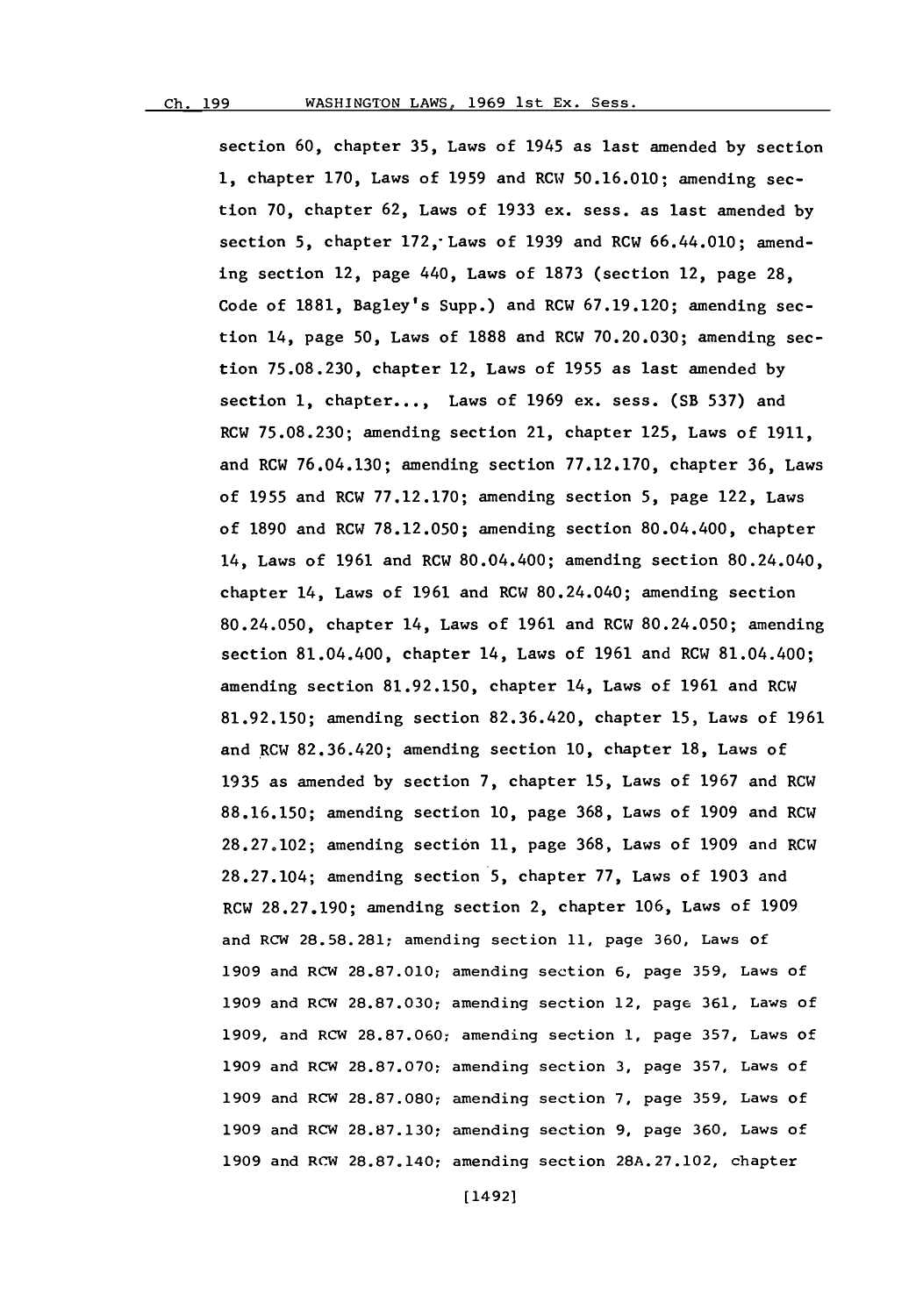section 60, chapter 35, Laws of 1945 as last amended by section 1, chapter 170, Laws of 1959 and RCW 50.16.010; amending section 70, chapter 62, Laws of 1933 ex. sess. as last amended by section 5, chapter 172, Laws of 1939 and RCW 66.44.010; amending section 12, page 440, Laws of 1873 (section 12, page 28, Code of 1881, Bagley's Supp.) and RCW 67.19.120; amending section 14, page 50, Laws of 1888 and RCW 70.20.030; amending section 75.08.230, chapter 12, Laws of 1955 as last amended by section 1, chapter..., Laws of 1969 ex. sess. (SB 537) and RCW 75.08.230; amending section 21, chapter 125, Laws of 1911, and RCW 76.04.130; amending section 77.12.170, chapter 36, Laws of 1955 and RCW 77.12.170; amending section 5, page 122, Laws of 1890 and RCW 78.12.050; amending section 80.04.400, chapter 14, Laws of 1961 and RCW 80.04.400; amending section 80.24.040, chapter 14, Laws of 1961 and RCW 80.24.040; amending section 80.24.050, chapter 14, Laws of 1961 and RCW 80.24.050; amending section 81.04.400, chapter 14, Laws of 1961 and RCW 81.04.400; amending section 81.92.150, chapter 14, Laws of 1961 and RCW 81.92.150; amending section 82.36.420, chapter 15, Laws of 1961 and RCW 82.36.420; amending section 10, chapter 18, Laws of 1935 as amended by section 7, chapter 15, Laws of 1967 and RCW 88.16.150; amending section 10, page 368, Laws of 1909 and RCW 28.27.102; amending section 11, page 368, Laws of 1909 and RCW 28.27.104; amending section 5, chapter 77, Laws of 1903 and RCW 28.27.190; amending section 2, chapter 106, Laws of 1909 and RCW 28.58.281; amending section 11, page 360, Laws of 1909 and RCW 28.87.010; amending section 6, page 359, Laws of 1909 and RCW 28.87.030; amending section 12, page 361, Laws of 1909, and RCW 28.87.060; amending section 1, page 357, Laws of 1909 and RCW 28.87.070; amending section 3, page 357, Laws of 1909 and RCW 28.87.080; amending section 7, page 359, Laws of 1909 and RCW 28.87.130; amending section 9, page 360, Laws of 1909 and RCW 28.87.140; amending section 28A.27.102, chapter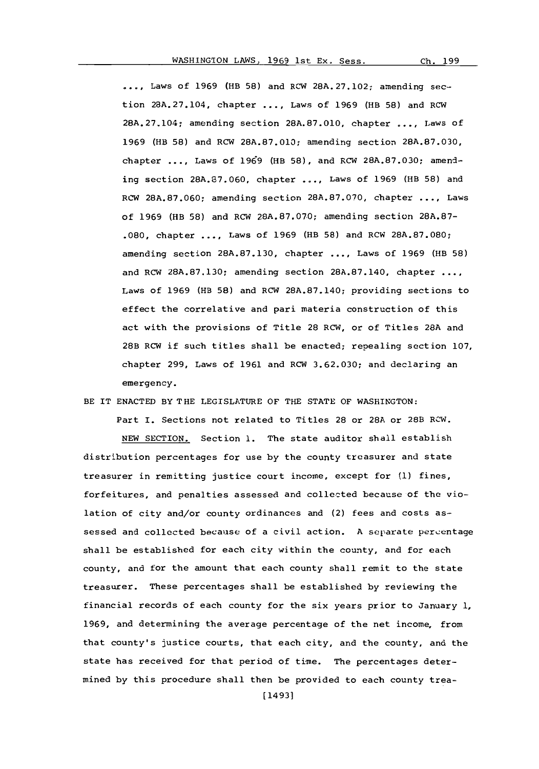...., Laws of 1969 (HB 58) and RCW 28A.27.102; amending section 28A.27.104, chapter ...., Laws of 1969 (HB 58) and RCW 28A.27.104; amending section 28A.87.010, chapter ...., Laws of 1969 (HB 58) and RCW 28A.87.010; amending section 28A.87.030, chapter ...., Laws of 1969 (HB 58), and RCW 28A.87.030; amending section 28A.87.060, chapter ...., Laws of 1969 (HB 58) and RCW 28A.87.060; amending section 28A.87.070, chapter ...., Laws of 1969 (HB 58) and RCW 28A.87.070; amending section 28A.87-.080, chapter ...., Laws of 1969 (HB 58) and RCW 28A.87.080; amending section 28A.87.130, chapter ...., Laws of 1969 (HB 58) and RCW 28A.87.130; amending section 28A.87.140, chapter ...., Laws of 1969 (HB 58) and RCW 28A.87.140; providing sections to effect the correlative and pari materia construction of this act with the provisions of Title 28 RCW, or of Titles 28A and 28B RCW if such titles shall be enacted; repealing section 107, chapter 299, Laws of 1961 and RCW 3.62.030; and declaring an emergency.

BE IT ENACTED BY THE LEGISLATURE OF THE STATE OF WASHINGTON:

Part I. Sections not related to Titles 28 or 28A or 28B RCW.

NEW SECTION. Section 1. The state auditor shall establish distribution percentages for use by the county treasurer and state treasurer in remitting justice court income, except for (1) fines, forfeitures, and penalties assessed and collected because of the violation of city and/or county ordinances and (2) fees and costs assessed and collected because of a civil action. A separate percentage shall be established for each city within the county, and for each county, and for the amount that each county shall remit to the state treasurer. These percentages shall be established by reviewing the financial records of each county for the six years prior to January 1, 1969, and determining the average percentage of the net income, from that county's justice courts, that each city, and the county, and the state has received for that period of time. The percentages determined by this procedure shall then be provided to each county trea-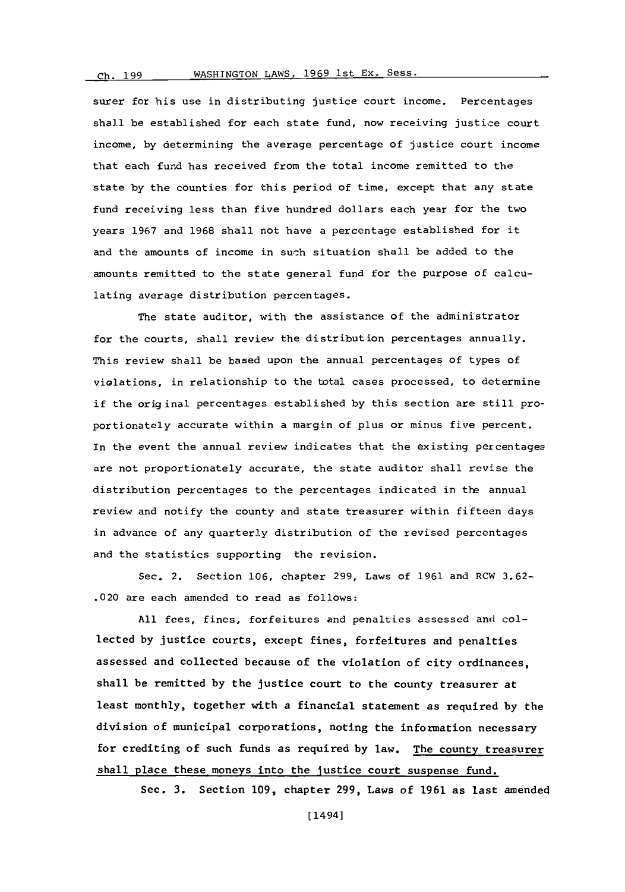surer for his use in distributing justice court income. Percentages shall be established for each state fund, now receiving justice court income, by determining the average percentage of justice court income that each fund has received from the total income remitted to the state by the counties for this period of time, except that any state fund receiving less than five hundred dollars each year for the two years 1967 and 1968 shall not have a percentage established for it and the amounts of income in such situation shall be added to the amounts remitted to the state general fund for the purpose of calculating average distribution percentages.

The state auditor, with the assistance of the administrator for the courts, shall review the distribution percentages annually. This review shall be based upon the annual percentages of types of violations, in relationship to the total cases processed, to determine if the original percentages established by this section are still proportionately accurate within a margin of plus or minus five percent. In the event the annual review indicates that the existing percentages are not proportionately accurate, the state auditor shall revise the distribution percentages to the percentages indicated in the annual review and notify the county and state treasurer within fifteen days in advance of any quarterly distribution of the revised percentages and the statistics supporting the revision.

Sec. 2. Section 106, chapter 299, Laws of 1961 and RCW 3.62-.020 are each amended to read as follows:

All fees, fines, forfeitures and penalties assessed and collected by justice courts, except fines, forfeitures and penalties assessed and collected because of the violation of city ordinances, shall be remitted by the justice court to the county treasurer at least monthly, together with a financial statement as required by the division of municipal corporations, noting the information necessary for crediting of such funds as required by law. <u>The county treasurer shall place these moneys into the justice court suspense fund.</u>

Sec. 3. Section 109, chapter 299, Laws of 1961 as last amended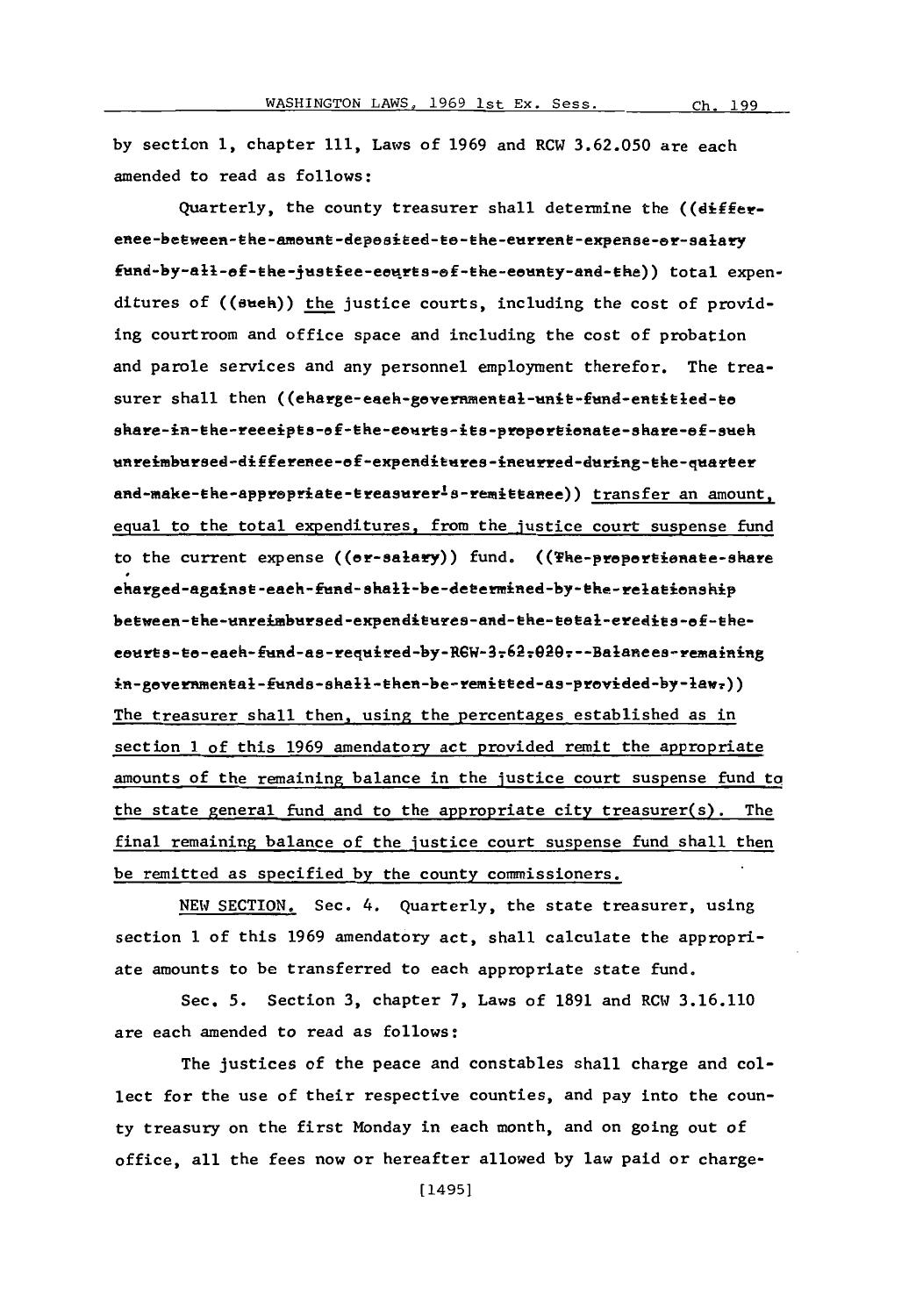by section 1, chapter 111, Laws of 1969 and RCW 3.62.050 are each amended to read as follows:

Quarterly, the county treasurer shall determine the ((~~difference between the amount deposited to the current expense or salary fund by all of the justice courts of the county and the~~)) total expenditures of ((~~such~~)) the justice courts, including the cost of providing courtroom and office space and including the cost of probation and parole services and any personnel employment therefor. The treasurer shall then ((~~charge each governmental unit fund entitled to share in the receipts of the courts its proportionate share of such unreimbursed difference of expenditures incurred during the quarter and make the appropriate treasurer's remittance~~)) transfer an amount, equal to the total expenditures, from the justice court suspense fund to the current expense ((~~or salary~~)) fund. ((~~The proportionate share charged against each fund shall be determined by the relationship between the unreimbursed expenditures and the total credits of the courts to each fund as required by RCW 3.62.020. Balances remaining in governmental funds shall then be remitted as provided by law.~~)) The treasurer shall then, using the percentages established as in section 1 of this 1969 amendatory act provided remit the appropriate amounts of the remaining balance in the justice court suspense fund to the state general fund and to the appropriate city treasurer(s). The final remaining balance of the justice court suspense fund shall then be remitted as specified by the county commissioners.

NEW SECTION. Sec. 4. Quarterly, the state treasurer, using section 1 of this 1969 amendatory act, shall calculate the appropriate amounts to be transferred to each appropriate state fund.

Sec. 5. Section 3, chapter 7, Laws of 1891 and RCW 3.16.110 are each amended to read as follows:

The justices of the peace and constables shall charge and collect for the use of their respective counties, and pay into the county treasury on the first Monday in each month, and on going out of office, all the fees now or hereafter allowed by law paid or charge-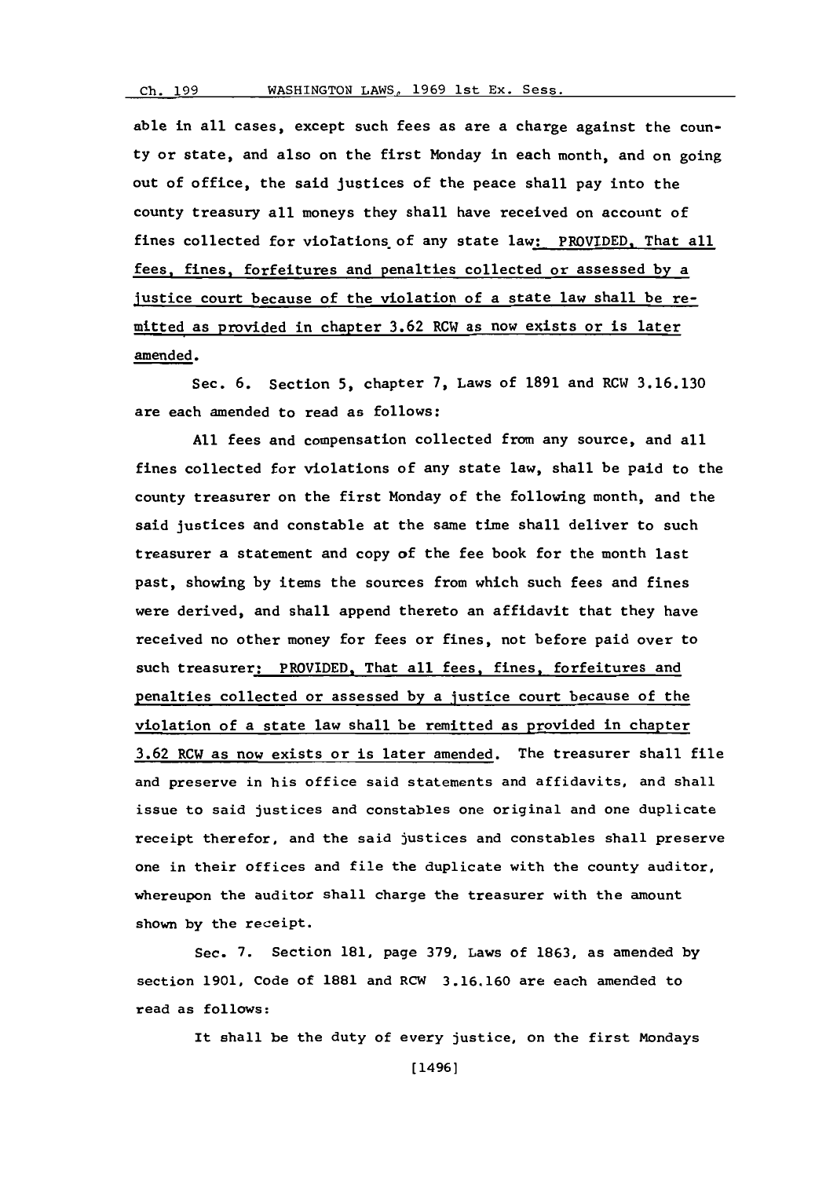able in all cases, except such fees as are a charge against the county or state, and also on the first Monday in each month, and on going out of office, the said justices of the peace shall pay into the county treasury all moneys they shall have received on account of fines collected for violations of any state law: PROVIDED, That all fees, fines, forfeitures and penalties collected or assessed by a justice court because of the violation of a state law shall be remitted as provided in chapter 3.62 RCW as now exists or is later amended.

Sec. 6. Section 5, chapter 7, Laws of 1891 and RCW 3.16.130 are each amended to read as follows:

All fees and compensation collected from any source, and all fines collected for violations of any state law, shall be paid to the county treasurer on the first Monday of the following month, and the said justices and constable at the same time shall deliver to such treasurer a statement and copy of the fee book for the month last past, showing by items the sources from which such fees and fines were derived, and shall append thereto an affidavit that they have received no other money for fees or fines, not before paid over to such treasurer: PROVIDED, That all fees, fines, forfeitures and penalties collected or assessed by a justice court because of the violation of a state law shall be remitted as provided in chapter 3.62 RCW as now exists or is later amended. The treasurer shall file and preserve in his office said statements and affidavits, and shall issue to said justices and constables one original and one duplicate receipt therefor, and the said justices and constables shall preserve one in their offices and file the duplicate with the county auditor, whereupon the auditor shall charge the treasurer with the amount shown by the receipt.

Sec. 7. Section 181, page 379, Laws of 1863, as amended by section 1901, Code of 1881 and RCW 3.16.160 are each amended to read as follows:

It shall be the duty of every justice, on the first Mondays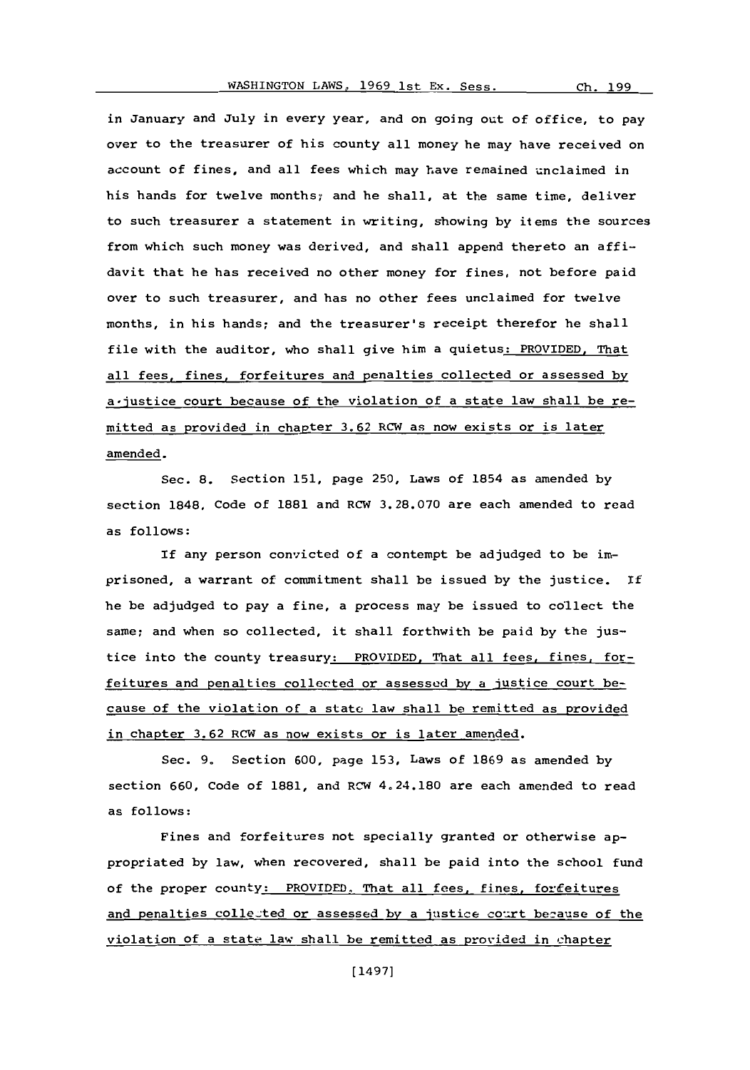in January and July in every year, and on going out of office, to pay over to the treasurer of his county all money he may have received on account of fines, and all fees which may have remained unclaimed in his hands for twelve months; and he shall, at the same time, deliver to such treasurer a statement in writing, showing by items the sources from which such money was derived, and shall append thereto an affidavit that he has received no other money for fines, not before paid over to such treasurer, and has no other fees unclaimed for twelve months, in his hands; and the treasurer's receipt therefor he shall file with the auditor, who shall give him a quietus: PROVIDED, That all fees, fines, forfeitures and penalties collected or assessed by a justice court because of the violation of a state law shall be remitted as provided in chapter 3.62 RCW as now exists or is later amended.

Sec. 8. Section 151, page 250, Laws of 1854 as amended by section 1848, Code of 1881 and RCW 3.28.070 are each amended to read as follows:

If any person convicted of a contempt be adjudged to be imprisoned, a warrant of commitment shall be issued by the justice. If he be adjudged to pay a fine, a process may be issued to collect the same; and when so collected, it shall forthwith be paid by the justice into the county treasury: PROVIDED, That all fees, fines, forfeitures and penalties collected or assessed by a justice court because of the violation of a state law shall be remitted as provided in chapter 3.62 RCW as now exists or is later amended.

Sec. 9. Section 600, page 153, Laws of 1869 as amended by section 660, Code of 1881, and RCW 4.24.180 are each amended to read as follows:

Fines and forfeitures not specially granted or otherwise appropriated by law, when recovered, shall be paid into the school fund of the proper county: PROVIDED, That all fees, fines, forfeitures and penalties collected or assessed by a justice court because of the violation of a state law shall be remitted as provided in chapter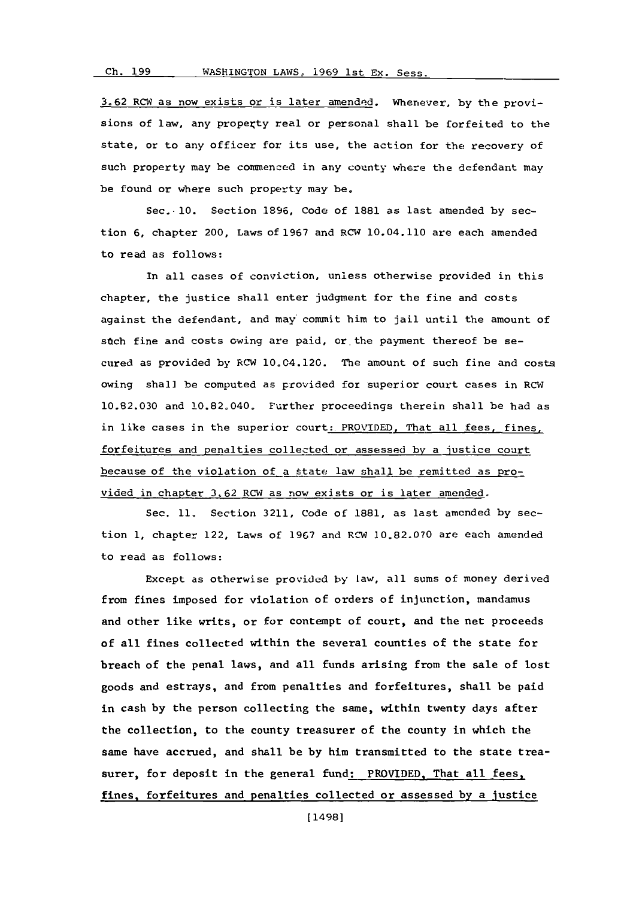3.62 RCW as now exists or is later amended. Whenever, by the provisions of law, any property real or personal shall be forfeited to the state, or to any officer for its use, the action for the recovery of such property may be commenced in any county where the defendant may be found or where such property may be.

Sec. 10. Section 1896, Code of 1881 as last amended by section 6, chapter 200, Laws of 1967 and RCW 10.04.110 are each amended to read as follows:

In all cases of conviction, unless otherwise provided in this chapter, the justice shall enter judgment for the fine and costs against the defendant, and may commit him to jail until the amount of such fine and costs owing are paid, or the payment thereof be secured as provided by RCW 10.04.120. The amount of such fine and costs owing shall be computed as provided for superior court cases in RCW 10.82.030 and 10.82.040. Further proceedings therein shall be had as in like cases in the superior court: PROVIDED, That all fees, fines, forfeitures and penalties collected or assessed by a justice court because of the violation of a state law shall be remitted as provided in chapter 3.62 RCW as now exists or is later amended.

Sec. 11. Section 3211, Code of 1881, as last amended by section 1, chapter 122, Laws of 1967 and RCW 10.82.070 are each amended to read as follows:

Except as otherwise provided by law, all sums of money derived from fines imposed for violation of orders of injunction, mandamus and other like writs, or for contempt of court, and the net proceeds of all fines collected within the several counties of the state for breach of the penal laws, and all funds arising from the sale of lost goods and estrays, and from penalties and forfeitures, shall be paid in cash by the person collecting the same, within twenty days after the collection, to the county treasurer of the county in which the same have accrued, and shall be by him transmitted to the state treasurer, for deposit in the general fund: PROVIDED, That all fees, fines, forfeitures and penalties collected or assessed by a justice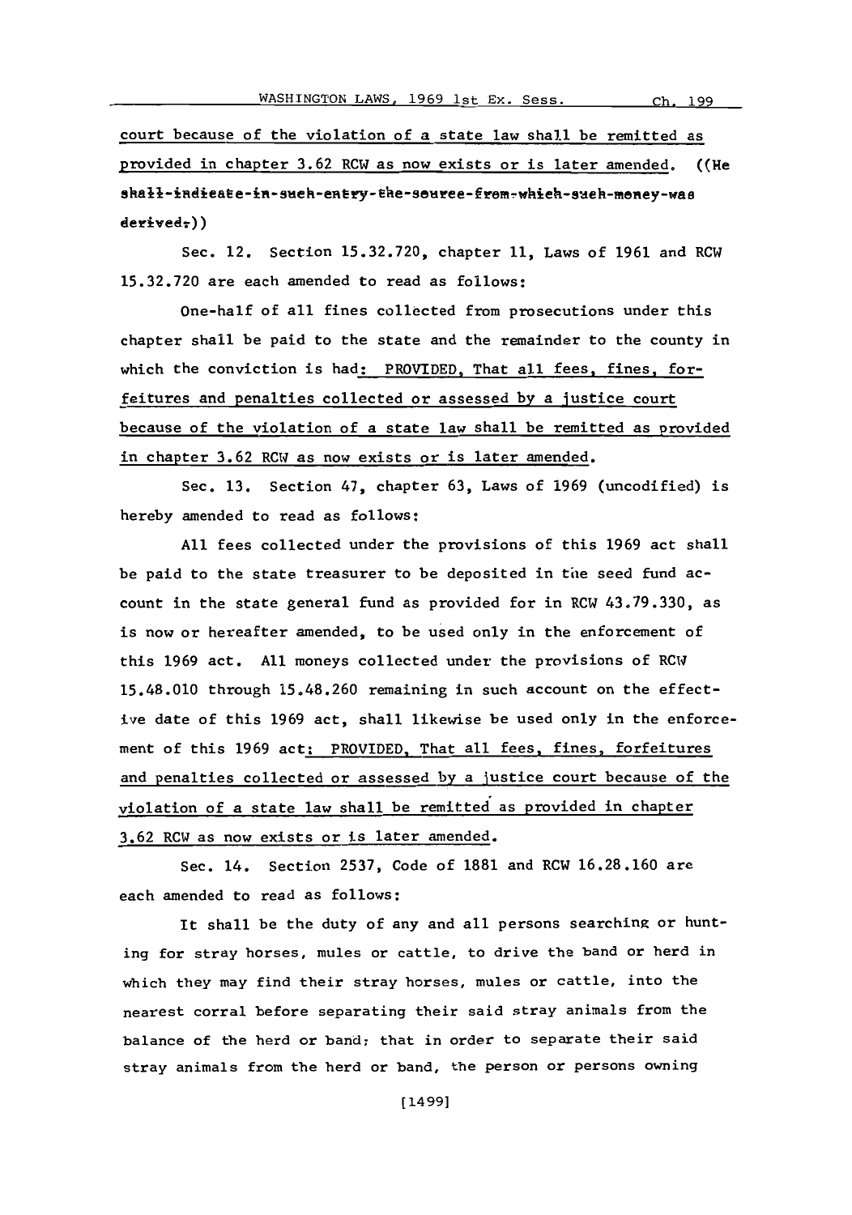court because of the violation of a state law shall be remitted as provided in chapter 3.62 RCW as now exists or is later amended. ((He shall indicate in such entry the source from which such money was derived.))

Sec. 12. Section 15.32.720, chapter 11, Laws of 1961 and RCW 15.32.720 are each amended to read as follows:

One-half of all fines collected from prosecutions under this chapter shall be paid to the state and the remainder to the county in which the conviction is had: PROVIDED, That all fees, fines, forfeitures and penalties collected or assessed by a justice court because of the violation of a state law shall be remitted as provided in chapter 3.62 RCW as now exists or is later amended.

Sec. 13. Section 47, chapter 63, Laws of 1969 (uncodified) is hereby amended to read as follows:

All fees collected under the provisions of this 1969 act shall be paid to the state treasurer to be deposited in the seed fund account in the state general fund as provided for in RCW 43.79.330, as is now or hereafter amended, to be used only in the enforcement of this 1969 act. All moneys collected under the provisions of RCW 15.48.010 through 15.48.260 remaining in such account on the effective date of this 1969 act, shall likewise be used only in the enforcement of this 1969 act: PROVIDED, That all fees, fines, forfeitures and penalties collected or assessed by a justice court because of the violation of a state law shall be remitted as provided in chapter 3.62 RCW as now exists or is later amended.

Sec. 14. Section 2537, Code of 1881 and RCW 16.28.160 are each amended to read as follows:

It shall be the duty of any and all persons searching or hunting for stray horses, mules or cattle, to drive the band or herd in which they may find their stray horses, mules or cattle, into the nearest corral before separating their said stray animals from the balance of the herd or band; that in order to separate their said stray animals from the herd or band, the person or persons owning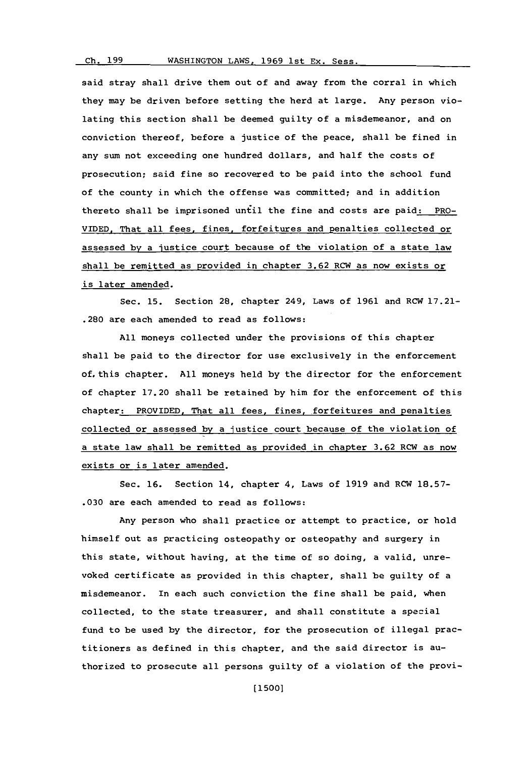said stray shall drive them out of and away from the corral in which they may be driven before setting the herd at large. Any person violating this section shall be deemed guilty of a misdemeanor, and on conviction thereof, before a justice of the peace, shall be fined in any sum not exceeding one hundred dollars, and half the costs of prosecution; said fine so recovered to be paid into the school fund of the county in which the offense was committed; and in addition thereto shall be imprisoned until the fine and costs are paid: PROVIDED, That all fees, fines, forfeitures and penalties collected or assessed by a justice court because of the violation of a state law shall be remitted as provided in chapter 3.62 RCW as now exists or is later amended.

Sec. 15. Section 28, chapter 249, Laws of 1961 and RCW 17.21-.280 are each amended to read as follows:

All moneys collected under the provisions of this chapter shall be paid to the director for use exclusively in the enforcement of this chapter. All moneys held by the director for the enforcement of chapter 17.20 shall be retained by him for the enforcement of this chapter: PROVIDED, That all fees, fines, forfeitures and penalties collected or assessed by a justice court because of the violation of a state law shall be remitted as provided in chapter 3.62 RCW as now exists or is later amended.

Sec. 16. Section 14, chapter 4, Laws of 1919 and RCW 18.57-.030 are each amended to read as follows:

Any person who shall practice or attempt to practice, or hold himself out as practicing osteopathy or osteopathy and surgery in this state, without having, at the time of so doing, a valid, unrevoked certificate as provided in this chapter, shall be guilty of a misdemeanor. In each such conviction the fine shall be paid, when collected, to the state treasurer, and shall constitute a special fund to be used by the director, for the prosecution of illegal practitioners as defined in this chapter, and the said director is authorized to prosecute all persons guilty of a violation of the provi-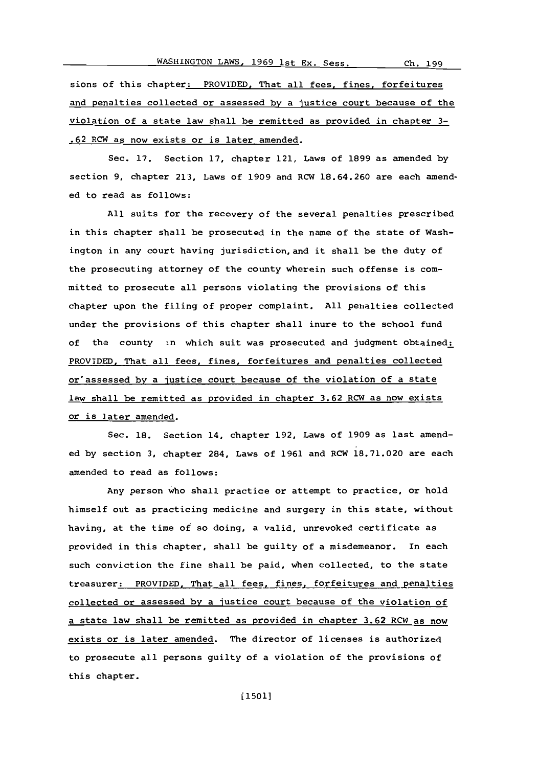sions of this chapter: PROVIDED, That all fees, fines, forfeitures and penalties collected or assessed by a justice court because of the violation of a state law shall be remitted as provided in chapter 3-.62 RCW as now exists or is later amended.

Sec. 17. Section 17, chapter 121, Laws of 1899 as amended by section 9, chapter 213, Laws of 1909 and RCW 18.64.260 are each amended to read as follows:

All suits for the recovery of the several penalties prescribed in this chapter shall be prosecuted in the name of the state of Washington in any court having jurisdiction, and it shall be the duty of the prosecuting attorney of the county wherein such offense is committed to prosecute all persons violating the provisions of this chapter upon the filing of proper complaint. All penalties collected under the provisions of this chapter shall inure to the school fund of the county in which suit was prosecuted and judgment obtained: PROVIDED, That all fees, fines, forfeitures and penalties collected or assessed by a justice court because of the violation of a state law shall be remitted as provided in chapter 3.62 RCW as now exists or is later amended.

Sec. 18. Section 14, chapter 192, Laws of 1909 as last amended by section 3, chapter 284, Laws of 1961 and RCW 18.71.020 are each amended to read as follows:

Any person who shall practice or attempt to practice, or hold himself out as practicing medicine and surgery in this state, without having, at the time of so doing, a valid, unrevoked certificate as provided in this chapter, shall be guilty of a misdemeanor. In each such conviction the fine shall be paid, when collected, to the state treasurer: PROVIDED, That all fees, fines, forfeitures and penalties collected or assessed by a justice court because of the violation of a state law shall be remitted as provided in chapter 3.62 RCW as now exists or is later amended. The director of licenses is authorized to prosecute all persons guilty of a violation of the provisions of this chapter.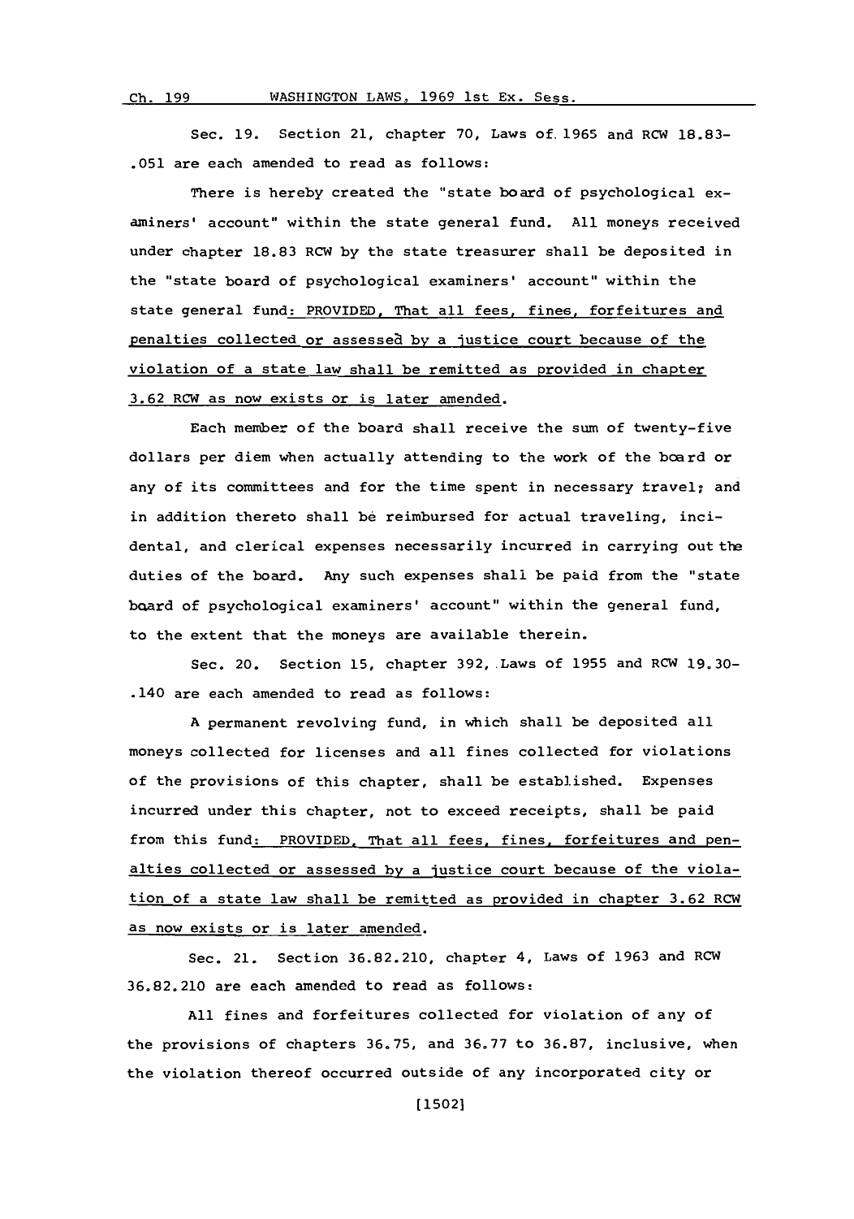Sec. 19. Section 21, chapter 70, Laws of 1965 and RCW 18.83-.051 are each amended to read as follows:

There is hereby created the "state board of psychological examiners' account" within the state general fund. All moneys received under chapter 18.83 RCW by the state treasurer shall be deposited in the "state board of psychological examiners' account" within the state general fund: PROVIDED, That all fees, fines, forfeitures and penalties collected or assessed by a justice court because of the violation of a state law shall be remitted as provided in chapter 3.62 RCW as now exists or is later amended.

Each member of the board shall receive the sum of twenty-five dollars per diem when actually attending to the work of the board or any of its committees and for the time spent in necessary travel; and in addition thereto shall be reimbursed for actual traveling, incidental, and clerical expenses necessarily incurred in carrying out the duties of the board. Any such expenses shall be paid from the "state board of psychological examiners' account" within the general fund, to the extent that the moneys are available therein.

Sec. 20. Section 15, chapter 392, Laws of 1955 and RCW 19.30-.140 are each amended to read as follows:

A permanent revolving fund, in which shall be deposited all moneys collected for licenses and all fines collected for violations of the provisions of this chapter, shall be established. Expenses incurred under this chapter, not to exceed receipts, shall be paid from this fund: PROVIDED, That all fees, fines, forfeitures and penalties collected or assessed by a justice court because of the violation of a state law shall be remitted as provided in chapter 3.62 RCW as now exists or is later amended.

Sec. 21. Section 36.82.210, chapter 4, Laws of 1963 and RCW 36.82.210 are each amended to read as follows:

All fines and forfeitures collected for violation of any of the provisions of chapters 36.75, and 36.77 to 36.87, inclusive, when the violation thereof occurred outside of any incorporated city or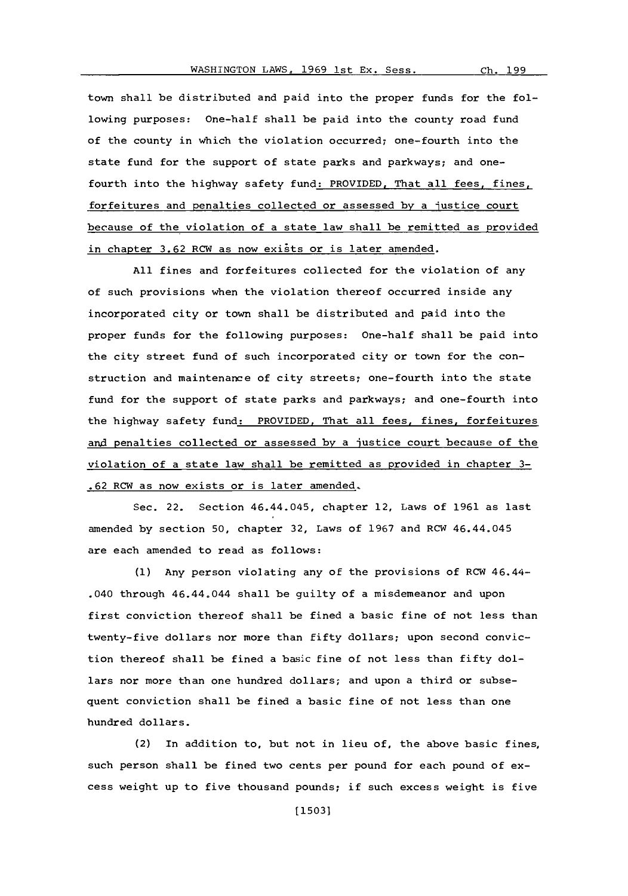town shall be distributed and paid into the proper funds for the following purposes: One-half shall be paid into the county road fund of the county in which the violation occurred; one-fourth into the state fund for the support of state parks and parkways; and one-fourth into the highway safety fund: PROVIDED, That all fees, fines, forfeitures and penalties collected or assessed by a justice court because of the violation of a state law shall be remitted as provided in chapter 3.62 RCW as now exists or is later amended.

All fines and forfeitures collected for the violation of any of such provisions when the violation thereof occurred inside any incorporated city or town shall be distributed and paid into the proper funds for the following purposes: One-half shall be paid into the city street fund of such incorporated city or town for the construction and maintenance of city streets; one-fourth into the state fund for the support of state parks and parkways; and one-fourth into the highway safety fund: PROVIDED, That all fees, fines, forfeitures and penalties collected or assessed by a justice court because of the violation of a state law shall be remitted as provided in chapter 3-.62 RCW as now exists or is later amended.

Sec. 22. Section 46.44.045, chapter 12, Laws of 1961 as last amended by section 50, chapter 32, Laws of 1967 and RCW 46.44.045 are each amended to read as follows:

(1) Any person violating any of the provisions of RCW 46.44-.040 through 46.44.044 shall be guilty of a misdemeanor and upon first conviction thereof shall be fined a basic fine of not less than twenty-five dollars nor more than fifty dollars; upon second conviction thereof shall be fined a basic fine of not less than fifty dollars nor more than one hundred dollars; and upon a third or subsequent conviction shall be fined a basic fine of not less than one hundred dollars.

(2) In addition to, but not in lieu of, the above basic fines, such person shall be fined two cents per pound for each pound of excess weight up to five thousand pounds; if such excess weight is five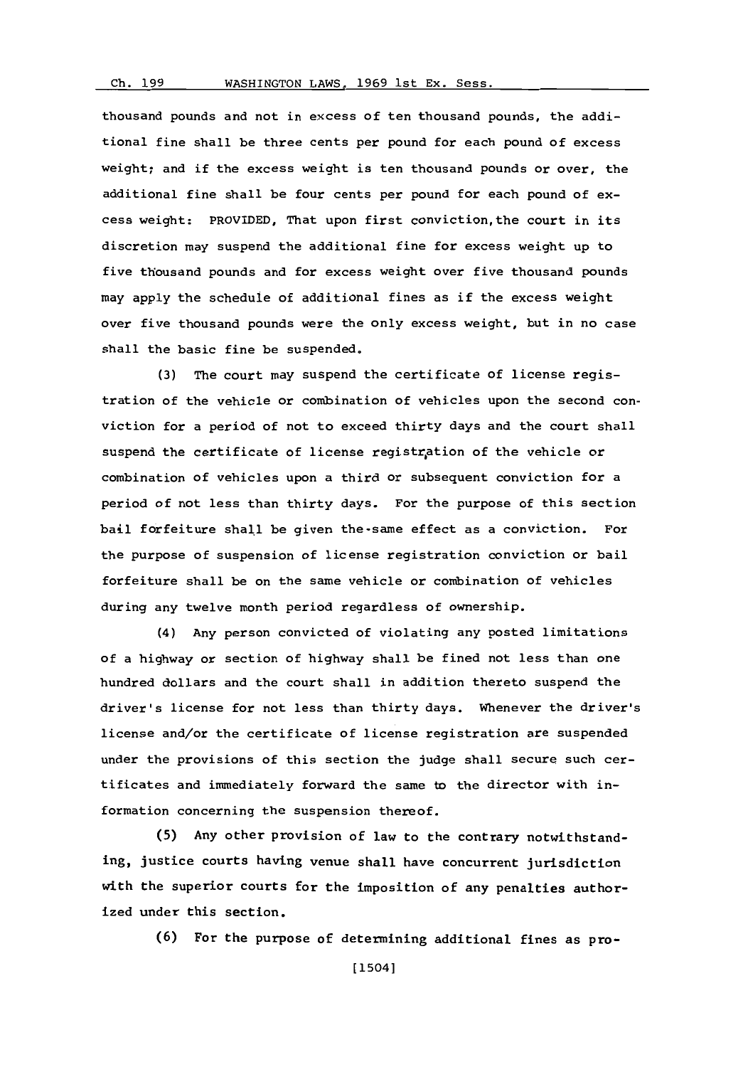thousand pounds and not in excess of ten thousand pounds, the additional fine shall be three cents per pound for each pound of excess weight; and if the excess weight is ten thousand pounds or over, the additional fine shall be four cents per pound for each pound of excess weight: PROVIDED, That upon first conviction, the court in its discretion may suspend the additional fine for excess weight up to five thousand pounds and for excess weight over five thousand pounds may apply the schedule of additional fines as if the excess weight over five thousand pounds were the only excess weight, but in no case shall the basic fine be suspended.

(3) The court may suspend the certificate of license registration of the vehicle or combination of vehicles upon the second conviction for a period of not to exceed thirty days and the court shall suspend the certificate of license registration of the vehicle or combination of vehicles upon a third or subsequent conviction for a period of not less than thirty days. For the purpose of this section bail forfeiture shall be given the same effect as a conviction. For the purpose of suspension of license registration conviction or bail forfeiture shall be on the same vehicle or combination of vehicles during any twelve month period regardless of ownership.

(4) Any person convicted of violating any posted limitations of a highway or section of highway shall be fined not less than one hundred dollars and the court shall in addition thereto suspend the driver's license for not less than thirty days. Whenever the driver's license and/or the certificate of license registration are suspended under the provisions of this section the judge shall secure such certificates and immediately forward the same to the director with information concerning the suspension thereof.

(5) Any other provision of law to the contrary notwithstanding, justice courts having venue shall have concurrent jurisdiction with the superior courts for the imposition of any penalties authorized under this section.

(6) For the purpose of determining additional fines as pro-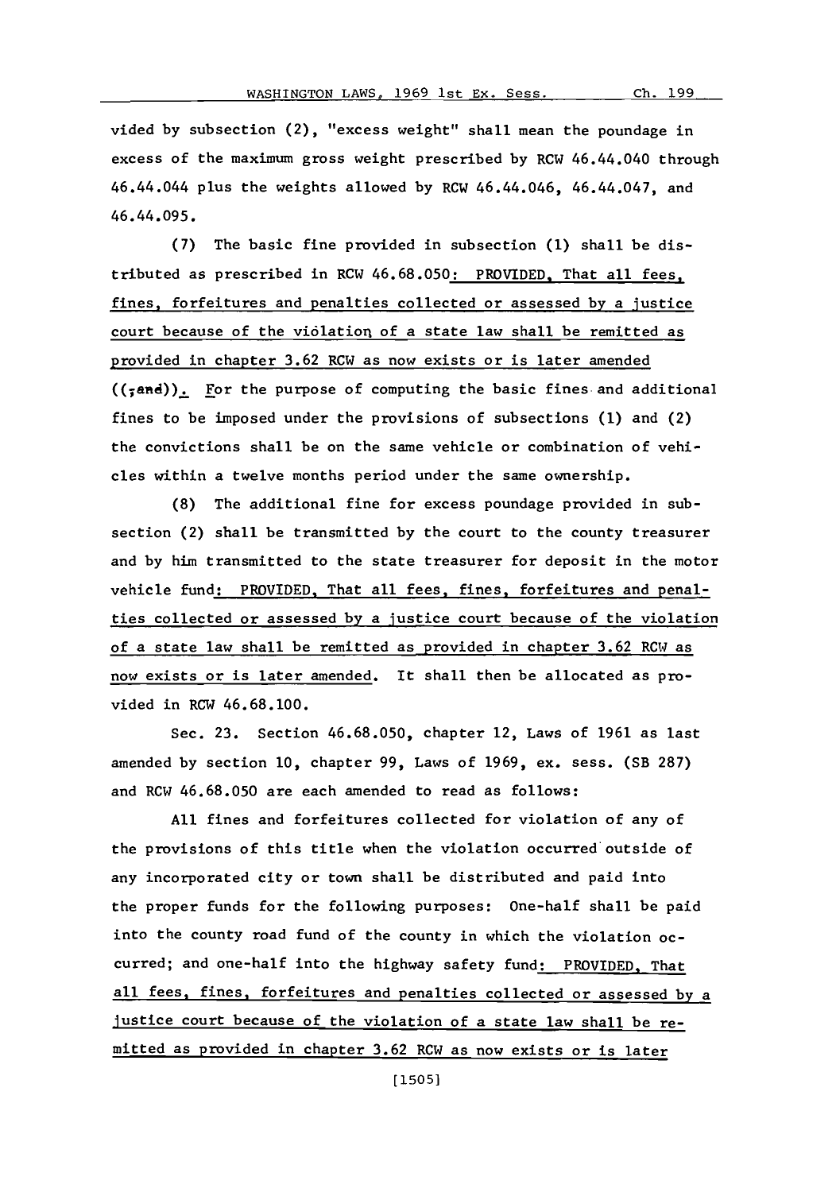vided by subsection (2), "excess weight" shall mean the poundage in excess of the maximum gross weight prescribed by RCW 46.44.040 through 46.44.044 plus the weights allowed by RCW 46.44.046, 46.44.047, and 46.44.095.

(7) The basic fine provided in subsection (1) shall be distributed as prescribed in RCW 46.68.050: PROVIDED, That all fees, fines, forfeitures and penalties collected or assessed by a justice court because of the violation of a state law shall be remitted as provided in chapter 3.62 RCW as now exists or is later amended ((;and)). For the purpose of computing the basic fines and additional fines to be imposed under the provisions of subsections (1) and (2) the convictions shall be on the same vehicle or combination of vehicles within a twelve months period under the same ownership.

(8) The additional fine for excess poundage provided in subsection (2) shall be transmitted by the court to the county treasurer and by him transmitted to the state treasurer for deposit in the motor vehicle fund: PROVIDED, That all fees, fines, forfeitures and penalties collected or assessed by a justice court because of the violation of a state law shall be remitted as provided in chapter 3.62 RCW as now exists or is later amended. It shall then be allocated as provided in RCW 46.68.100.

Sec. 23. Section 46.68.050, chapter 12, Laws of 1961 as last amended by section 10, chapter 99, Laws of 1969, ex. sess. (SB 287) and RCW 46.68.050 are each amended to read as follows:

All fines and forfeitures collected for violation of any of the provisions of this title when the violation occurred outside of any incorporated city or town shall be distributed and paid into the proper funds for the following purposes: One-half shall be paid into the county road fund of the county in which the violation occurred; and one-half into the highway safety fund: PROVIDED, That all fees, fines, forfeitures and penalties collected or assessed by a justice court because of the violation of a state law shall be remitted as provided in chapter 3.62 RCW as now exists or is later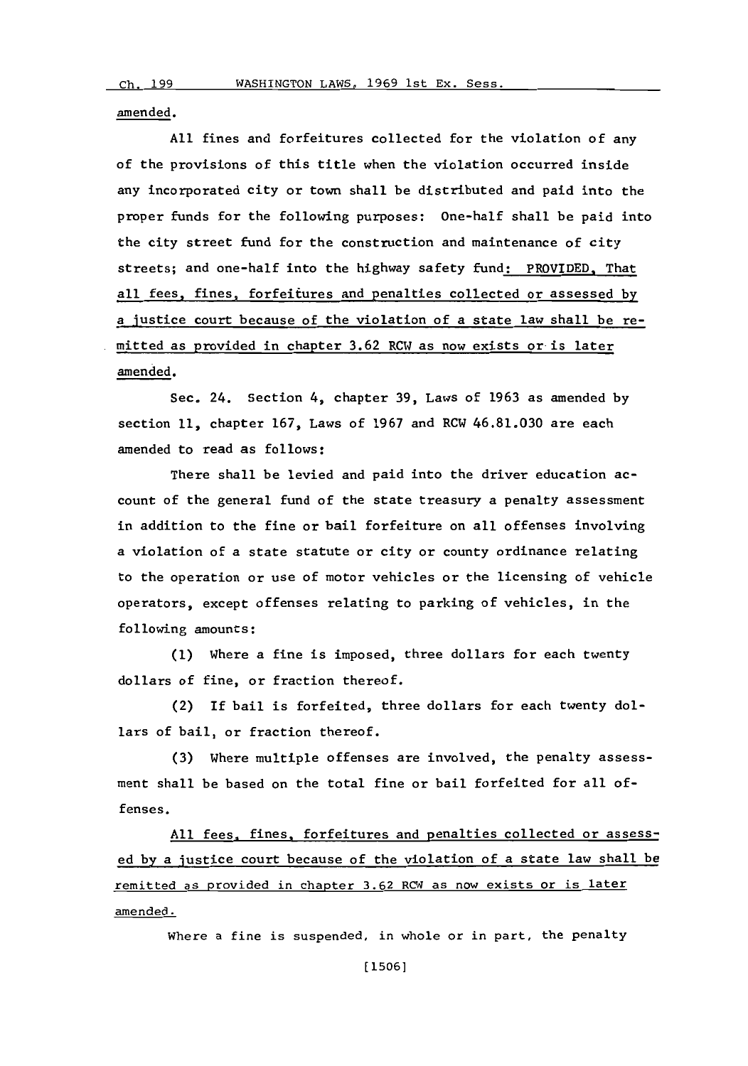amended.

All fines and forfeitures collected for the violation of any of the provisions of this title when the violation occurred inside any incorporated city or town shall be distributed and paid into the proper funds for the following purposes: One-half shall be paid into the city street fund for the construction and maintenance of city streets; and one-half into the highway safety fund: PROVIDED, That all fees, fines, forfeitures and penalties collected or assessed by a justice court because of the violation of a state law shall be remitted as provided in chapter 3.62 RCW as now exists or is later amended.

Sec. 24. Section 4, chapter 39, Laws of 1963 as amended by section 11, chapter 167, Laws of 1967 and RCW 46.81.030 are each amended to read as follows:

There shall be levied and paid into the driver education account of the general fund of the state treasury a penalty assessment in addition to the fine or bail forfeiture on all offenses involving a violation of a state statute or city or county ordinance relating to the operation or use of motor vehicles or the licensing of vehicle operators, except offenses relating to parking of vehicles, in the following amounts:

(1) Where a fine is imposed, three dollars for each twenty dollars of fine, or fraction thereof.

(2) If bail is forfeited, three dollars for each twenty dollars of bail, or fraction thereof.

(3) Where multiple offenses are involved, the penalty assessment shall be based on the total fine or bail forfeited for all offenses.

All fees, fines, forfeitures and penalties collected or assessed by a justice court because of the violation of a state law shall be remitted as provided in chapter 3.62 RCW as now exists or is later amended.

Where a fine is suspended, in whole or in part, the penalty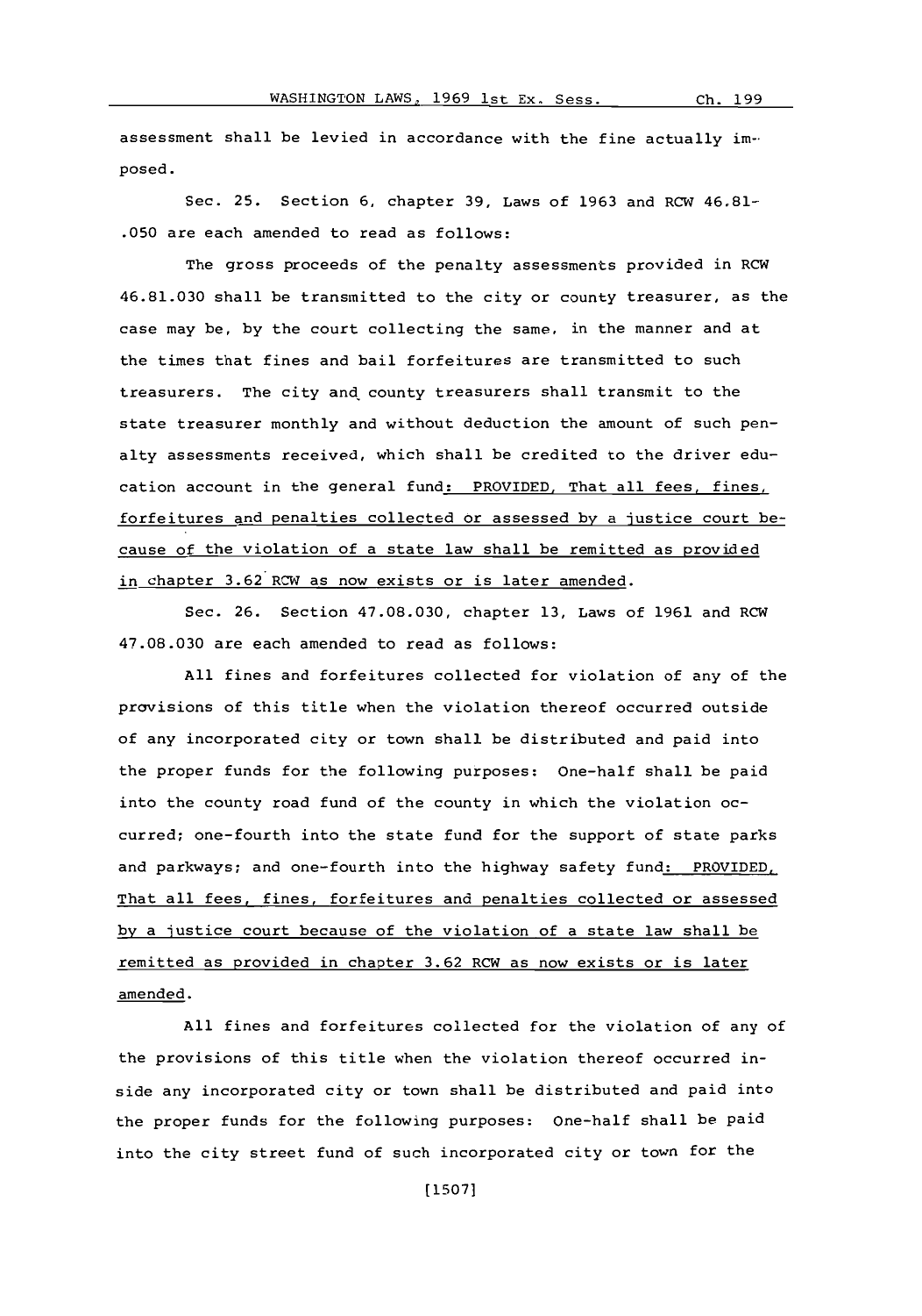assessment shall be levied in accordance with the fine actually imposed.

Sec. 25. Section 6, chapter 39, Laws of 1963 and RCW 46.81-.050 are each amended to read as follows:

The gross proceeds of the penalty assessments provided in RCW 46.81.030 shall be transmitted to the city or county treasurer, as the case may be, by the court collecting the same, in the manner and at the times that fines and bail forfeitures are transmitted to such treasurers. The city and county treasurers shall transmit to the state treasurer monthly and without deduction the amount of such penalty assessments received, which shall be credited to the driver education account in the general fund: PROVIDED, That all fees, fines, forfeitures and penalties collected or assessed by a justice court because of the violation of a state law shall be remitted as provided in chapter 3.62 RCW as now exists or is later amended.

Sec. 26. Section 47.08.030, chapter 13, Laws of 1961 and RCW 47.08.030 are each amended to read as follows:

All fines and forfeitures collected for violation of any of the provisions of this title when the violation thereof occurred outside of any incorporated city or town shall be distributed and paid into the proper funds for the following purposes: One-half shall be paid into the county road fund of the county in which the violation occurred; one-fourth into the state fund for the support of state parks and parkways; and one-fourth into the highway safety fund: PROVIDED, That all fees, fines, forfeitures and penalties collected or assessed by a justice court because of the violation of a state law shall be remitted as provided in chapter 3.62 RCW as now exists or is later amended.

All fines and forfeitures collected for the violation of any of the provisions of this title when the violation thereof occurred inside any incorporated city or town shall be distributed and paid into the proper funds for the following purposes: One-half shall be paid into the city street fund of such incorporated city or town for the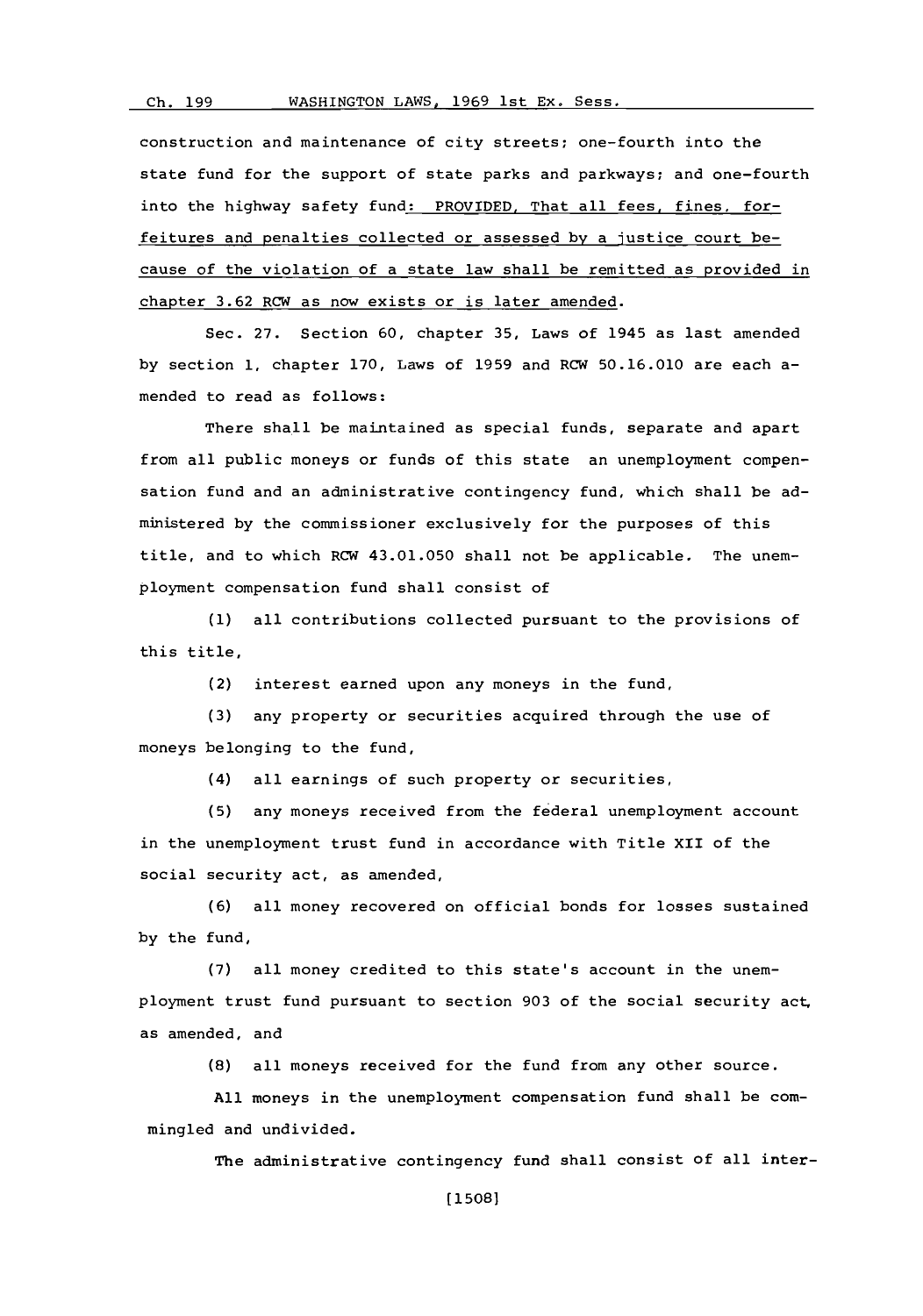construction and maintenance of city streets; one-fourth into the state fund for the support of state parks and parkways; and one-fourth into the highway safety fund: PROVIDED, That all fees, fines, forfeitures and penalties collected or assessed by a justice court because of the violation of a state law shall be remitted as provided in chapter 3.62 RCW as now exists or is later amended.

Sec. 27. Section 60, chapter 35, Laws of 1945 as last amended by section 1, chapter 170, Laws of 1959 and RCW 50.16.010 are each amended to read as follows:

There shall be maintained as special funds, separate and apart from all public moneys or funds of this state an unemployment compensation fund and an administrative contingency fund, which shall be administered by the commissioner exclusively for the purposes of this title, and to which RCW 43.01.050 shall not be applicable. The unemployment compensation fund shall consist of

(1) all contributions collected pursuant to the provisions of this title,

(2) interest earned upon any moneys in the fund,

(3) any property or securities acquired through the use of moneys belonging to the fund,

(4) all earnings of such property or securities,

(5) any moneys received from the federal unemployment account in the unemployment trust fund in accordance with Title XII of the social security act, as amended,

(6) all money recovered on official bonds for losses sustained by the fund,

(7) all money credited to this state's account in the unemployment trust fund pursuant to section 903 of the social security act, as amended, and

(8) all moneys received for the fund from any other source.

All moneys in the unemployment compensation fund shall be commingled and undivided.

The administrative contingency fund shall consist of all inter-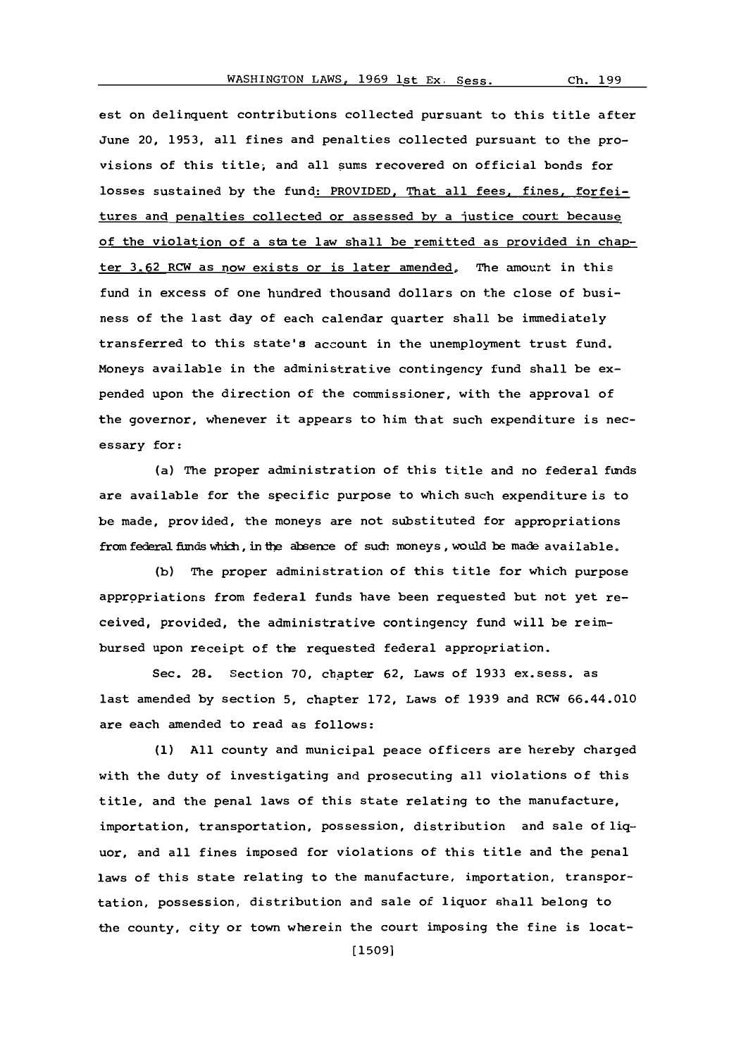est on delinquent contributions collected pursuant to this title after June 20, 1953, all fines and penalties collected pursuant to the provisions of this title; and all sums recovered on official bonds for losses sustained by the fund: PROVIDED, That all fees, fines, forfeitures and penalties collected or assessed by a justice court because of the violation of a state law shall be remitted as provided in chapter 3.62 RCW as now exists or is later amended. The amount in this fund in excess of one hundred thousand dollars on the close of business of the last day of each calendar quarter shall be immediately transferred to this state's account in the unemployment trust fund. Moneys available in the administrative contingency fund shall be expended upon the direction of the commissioner, with the approval of the governor, whenever it appears to him that such expenditure is necessary for:

(a) The proper administration of this title and no federal funds are available for the specific purpose to which such expenditure is to be made, provided, the moneys are not substituted for appropriations from federal funds which, in the absence of such moneys, would be made available.

(b) The proper administration of this title for which purpose appropriations from federal funds have been requested but not yet received, provided, the administrative contingency fund will be reimbursed upon receipt of the requested federal appropriation.

Sec. 28. Section 70, chapter 62, Laws of 1933 ex.sess. as last amended by section 5, chapter 172, Laws of 1939 and RCW 66.44.010 are each amended to read as follows:

(1) All county and municipal peace officers are hereby charged with the duty of investigating and prosecuting all violations of this title, and the penal laws of this state relating to the manufacture, importation, transportation, possession, distribution and sale of liquor, and all fines imposed for violations of this title and the penal laws of this state relating to the manufacture, importation, transportation, possession, distribution and sale of liquor shall belong to the county, city or town wherein the court imposing the fine is locat-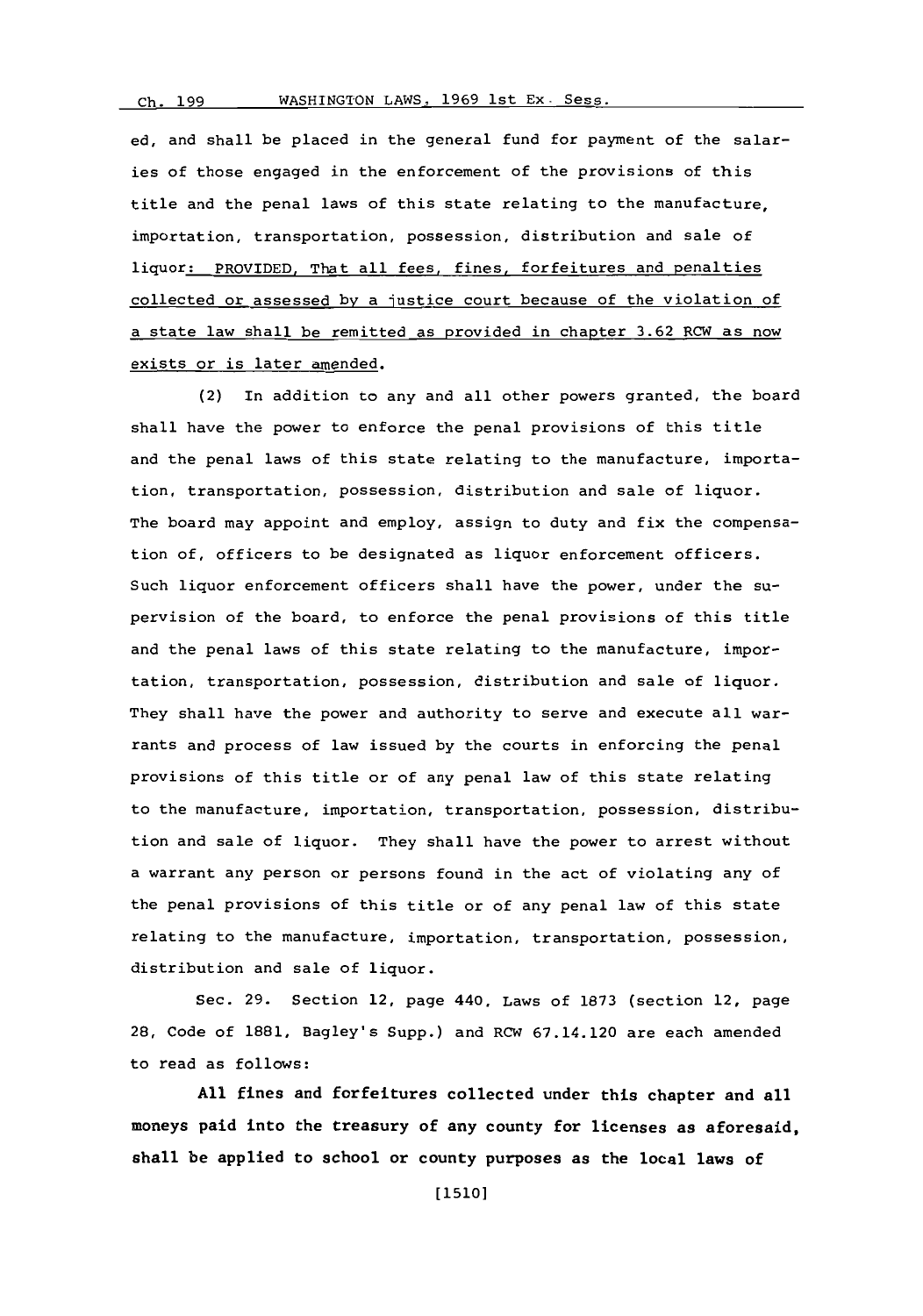ed, and shall be placed in the general fund for payment of the salaries of those engaged in the enforcement of the provisions of this title and the penal laws of this state relating to the manufacture, importation, transportation, possession, distribution and sale of liquor: PROVIDED, That all fees, fines, forfeitures and penalties collected or assessed by a justice court because of the violation of a state law shall be remitted as provided in chapter 3.62 RCW as now exists or is later amended.

(2) In addition to any and all other powers granted, the board shall have the power to enforce the penal provisions of this title and the penal laws of this state relating to the manufacture, importation, transportation, possession, distribution and sale of liquor. The board may appoint and employ, assign to duty and fix the compensation of, officers to be designated as liquor enforcement officers. Such liquor enforcement officers shall have the power, under the supervision of the board, to enforce the penal provisions of this title and the penal laws of this state relating to the manufacture, importation, transportation, possession, distribution and sale of liquor. They shall have the power and authority to serve and execute all warrants and process of law issued by the courts in enforcing the penal provisions of this title or of any penal law of this state relating to the manufacture, importation, transportation, possession, distribution and sale of liquor. They shall have the power to arrest without a warrant any person or persons found in the act of violating any of the penal provisions of this title or of any penal law of this state relating to the manufacture, importation, transportation, possession, distribution and sale of liquor.

Sec. 29. Section 12, page 440, Laws of 1873 (section 12, page 28, Code of 1881, Bagley's Supp.) and RCW 67.14.120 are each amended to read as follows:

**All fines and forfeitures collected under this chapter and all moneys paid into the treasury of any county for licenses as aforesaid, shall be applied to school or county purposes as the local laws of**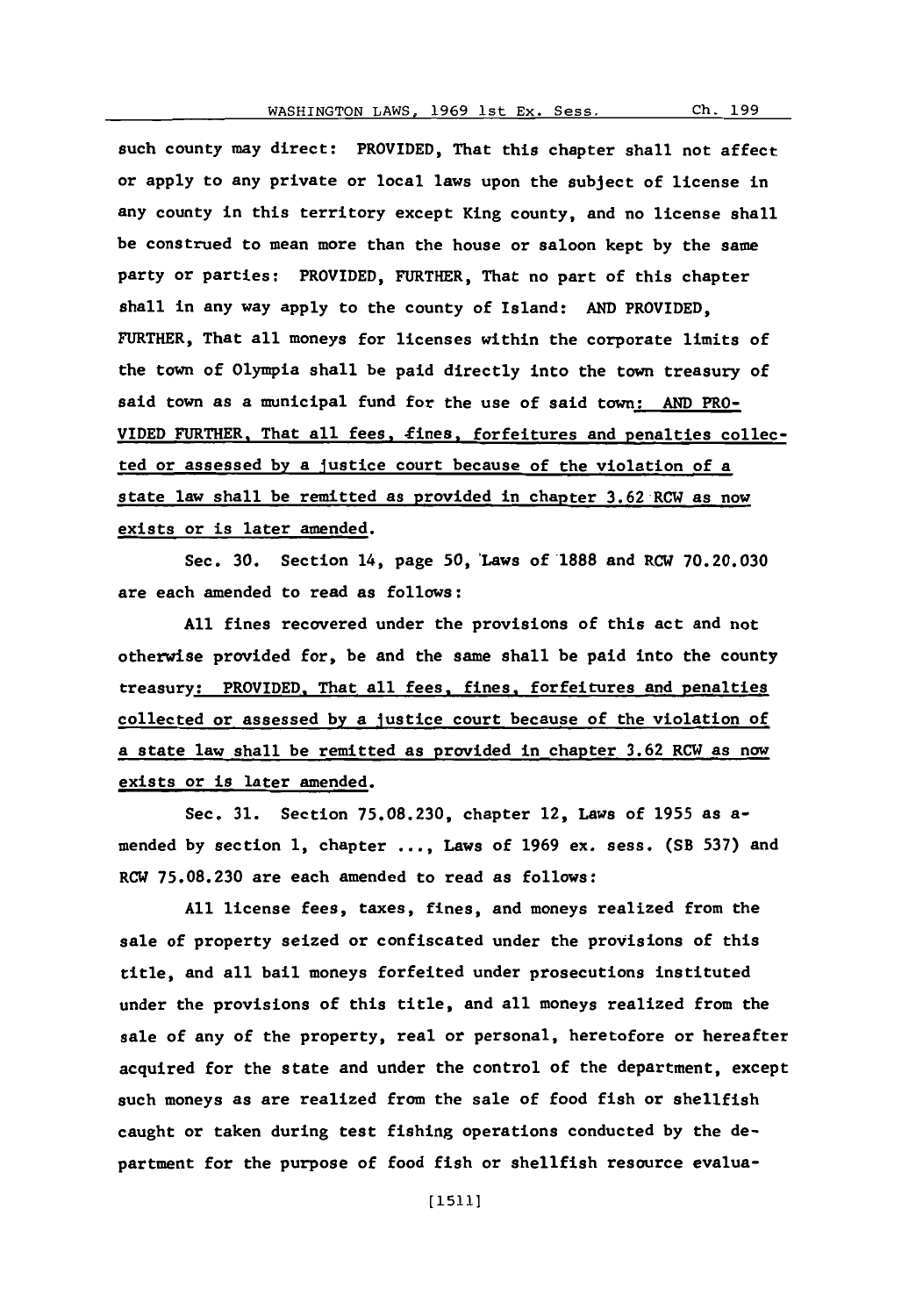such county may direct: PROVIDED, That this chapter shall not affect or apply to any private or local laws upon the subject of license in any county in this territory except King county, and no license shall be construed to mean more than the house or saloon kept by the same party or parties: PROVIDED, FURTHER, That no part of this chapter shall in any way apply to the county of Island: AND PROVIDED, FURTHER, That all moneys for licenses within the corporate limits of the town of Olympia shall be paid directly into the town treasury of said town as a municipal fund for the use of said town: AND PROVIDED FURTHER, That all fees, fines, forfeitures and penalties collected or assessed by a justice court because of the violation of a state law shall be remitted as provided in chapter 3.62 RCW as now exists or is later amended.

Sec. 30. Section 14, page 50, Laws of 1888 and RCW 70.20.030 are each amended to read as follows:

All fines recovered under the provisions of this act and not otherwise provided for, be and the same shall be paid into the county treasury: PROVIDED, That all fees, fines, forfeitures and penalties collected or assessed by a justice court because of the violation of a state law shall be remitted as provided in chapter 3.62 RCW as now exists or is later amended.

Sec. 31. Section 75.08.230, chapter 12, Laws of 1955 as amended by section 1, chapter ..., Laws of 1969 ex. sess. (SB 537) and RCW 75.08.230 are each amended to read as follows:

All license fees, taxes, fines, and moneys realized from the sale of property seized or confiscated under the provisions of this title, and all bail moneys forfeited under prosecutions instituted under the provisions of this title, and all moneys realized from the sale of any of the property, real or personal, heretofore or hereafter acquired for the state and under the control of the department, except such moneys as are realized from the sale of food fish or shellfish caught or taken during test fishing operations conducted by the department for the purpose of food fish or shellfish resource evalua-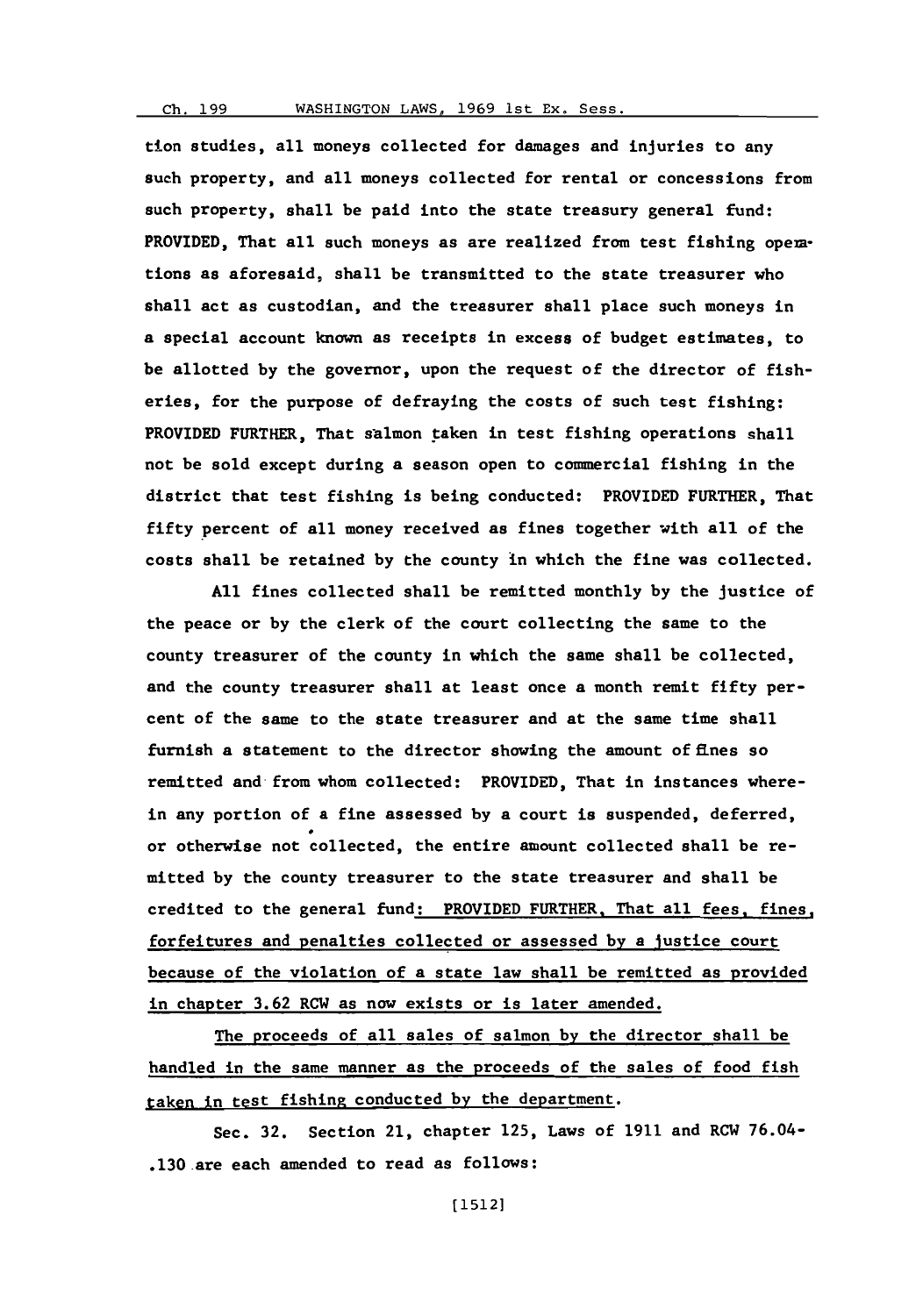tion studies, all moneys collected for damages and injuries to any such property, and all moneys collected for rental or concessions from such property, shall be paid into the state treasury general fund: PROVIDED, That all such moneys as are realized from test fishing operations as aforesaid, shall be transmitted to the state treasurer who shall act as custodian, and the treasurer shall place such moneys in a special account known as receipts in excess of budget estimates, to be allotted by the governor, upon the request of the director of fisheries, for the purpose of defraying the costs of such test fishing: PROVIDED FURTHER, That salmon taken in test fishing operations shall not be sold except during a season open to commercial fishing in the district that test fishing is being conducted: PROVIDED FURTHER, That fifty percent of all money received as fines together with all of the costs shall be retained by the county in which the fine was collected.

All fines collected shall be remitted monthly by the justice of the peace or by the clerk of the court collecting the same to the county treasurer of the county in which the same shall be collected, and the county treasurer shall at least once a month remit fifty percent of the same to the state treasurer and at the same time shall furnish a statement to the director showing the amount of fines so remitted and from whom collected: PROVIDED, That in instances wherein any portion of a fine assessed by a court is suspended, deferred, or otherwise not collected, the entire amount collected shall be remitted by the county treasurer to the state treasurer and shall be credited to the general fund<u>: PROVIDED FURTHER, That all fees, fines, forfeitures and penalties collected or assessed by a justice court because of the violation of a state law shall be remitted as provided in chapter 3.62 RCW as now exists or is later amended.</u>

<u>The proceeds of all sales of salmon by the director shall be handled in the same manner as the proceeds of the sales of food fish taken in test fishing conducted by the department.</u>

Sec. 32. Section 21, chapter 125, Laws of 1911 and RCW 76.04-.130 are each amended to read as follows: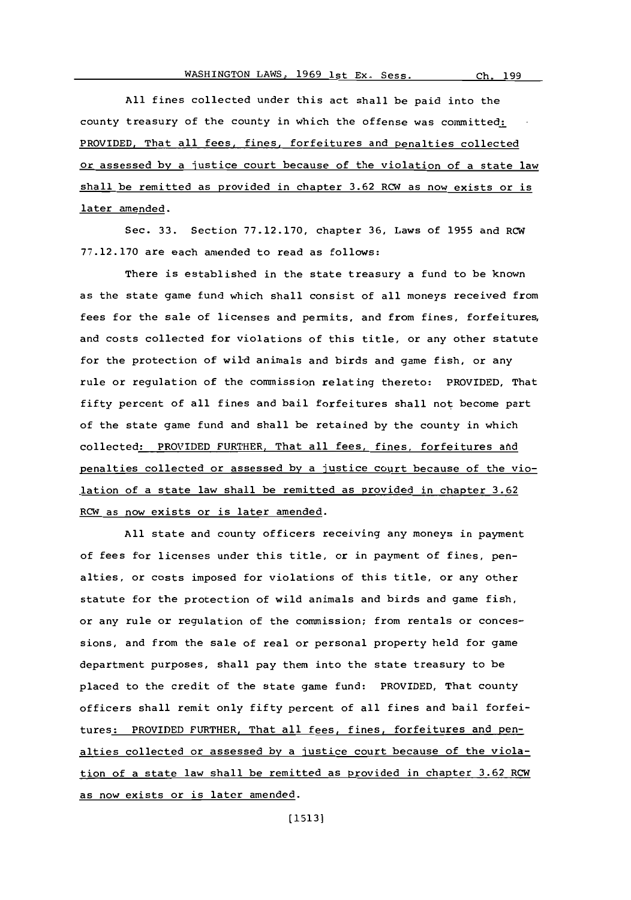All fines collected under this act shall be paid into the county treasury of the county in which the offense was committed: PROVIDED, That all fees, fines, forfeitures and penalties collected or assessed by a justice court because of the violation of a state law shall be remitted as provided in chapter 3.62 RCW as now exists or is later amended.

Sec. 33. Section 77.12.170, chapter 36, Laws of 1955 and RCW 77.12.170 are each amended to read as follows:

There is established in the state treasury a fund to be known as the state game fund which shall consist of all moneys received from fees for the sale of licenses and permits, and from fines, forfeitures, and costs collected for violations of this title, or any other statute for the protection of wild animals and birds and game fish, or any rule or regulation of the commission relating thereto: PROVIDED, That fifty percent of all fines and bail forfeitures shall not become part of the state game fund and shall be retained by the county in which collected: PROVIDED FURTHER, That all fees, fines, forfeitures and penalties collected or assessed by a justice court because of the violation of a state law shall be remitted as provided in chapter 3.62 RCW as now exists or is later amended.

All state and county officers receiving any moneys in payment of fees for licenses under this title, or in payment of fines, penalties, or costs imposed for violations of this title, or any other statute for the protection of wild animals and birds and game fish, or any rule or regulation of the commission; from rentals or concessions, and from the sale of real or personal property held for game department purposes, shall pay them into the state treasury to be placed to the credit of the state game fund: PROVIDED, That county officers shall remit only fifty percent of all fines and bail forfeitures: PROVIDED FURTHER, That all fees, fines, forfeitures and penalties collected or assessed by a justice court because of the violation of a state law shall be remitted as provided in chapter 3.62 RCW as now exists or is later amended.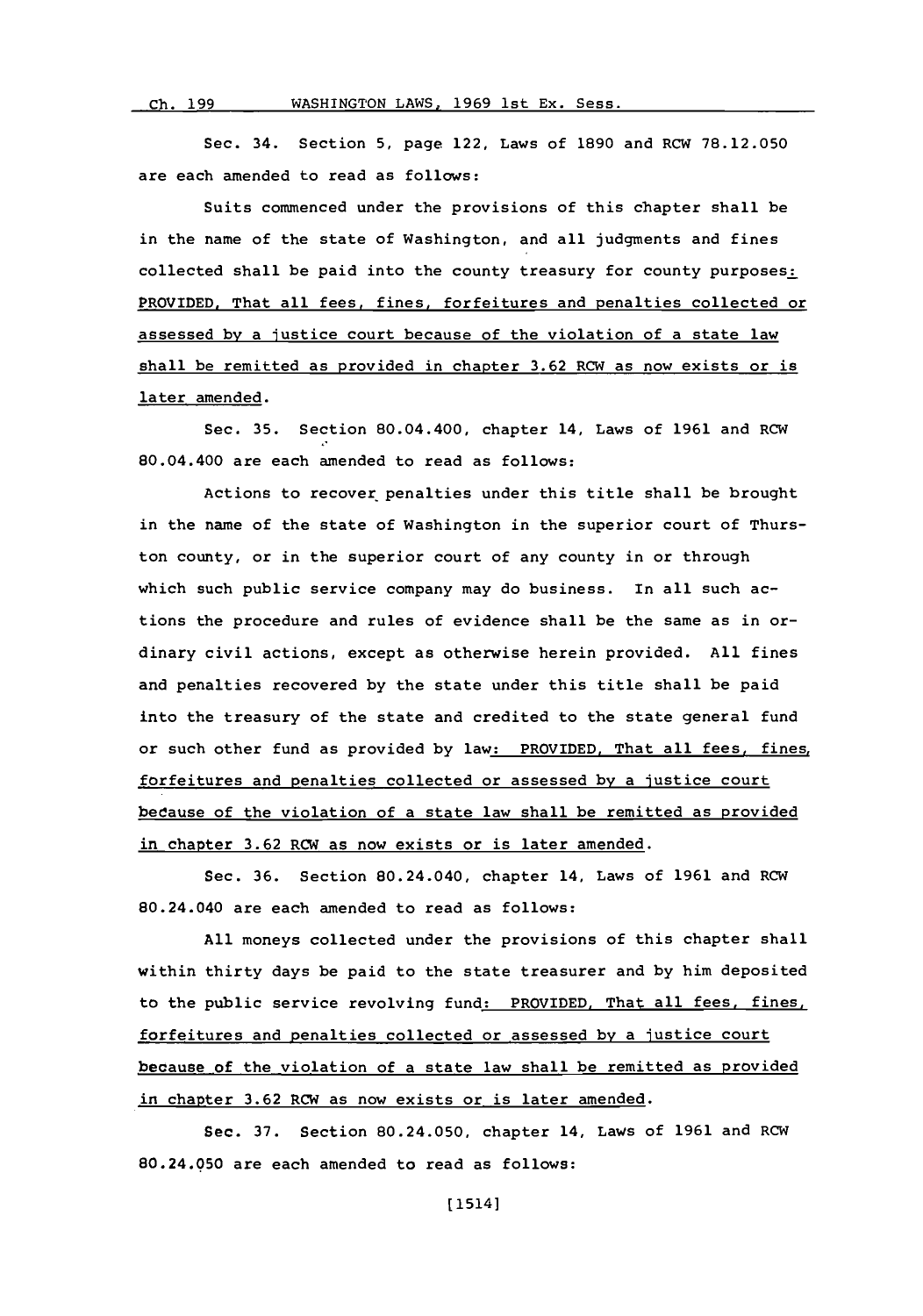Sec. 34. Section 5, page 122, Laws of 1890 and RCW 78.12.050 are each amended to read as follows:

Suits commenced under the provisions of this chapter shall be in the name of the state of Washington, and all judgments and fines collected shall be paid into the county treasury for county purposes: PROVIDED, That all fees, fines, forfeitures and penalties collected or assessed by a justice court because of the violation of a state law shall be remitted as provided in chapter 3.62 RCW as now exists or is later amended.

Sec. 35. Section 80.04.400, chapter 14, Laws of 1961 and RCW 80.04.400 are each amended to read as follows:

Actions to recover penalties under this title shall be brought in the name of the state of Washington in the superior court of Thurston county, or in the superior court of any county in or through which such public service company may do business. In all such actions the procedure and rules of evidence shall be the same as in ordinary civil actions, except as otherwise herein provided. All fines and penalties recovered by the state under this title shall be paid into the treasury of the state and credited to the state general fund or such other fund as provided by law: PROVIDED, That all fees, fines, forfeitures and penalties collected or assessed by a justice court because of the violation of a state law shall be remitted as provided in chapter 3.62 RCW as now exists or is later amended.

Sec. 36. Section 80.24.040, chapter 14, Laws of 1961 and RCW 80.24.040 are each amended to read as follows:

All moneys collected under the provisions of this chapter shall within thirty days be paid to the state treasurer and by him deposited to the public service revolving fund: PROVIDED, That all fees, fines, forfeitures and penalties collected or assessed by a justice court because of the violation of a state law shall be remitted as provided in chapter 3.62 RCW as now exists or is later amended.

Sec. 37. Section 80.24.050, chapter 14, Laws of 1961 and RCW 80.24.050 are each amended to read as follows: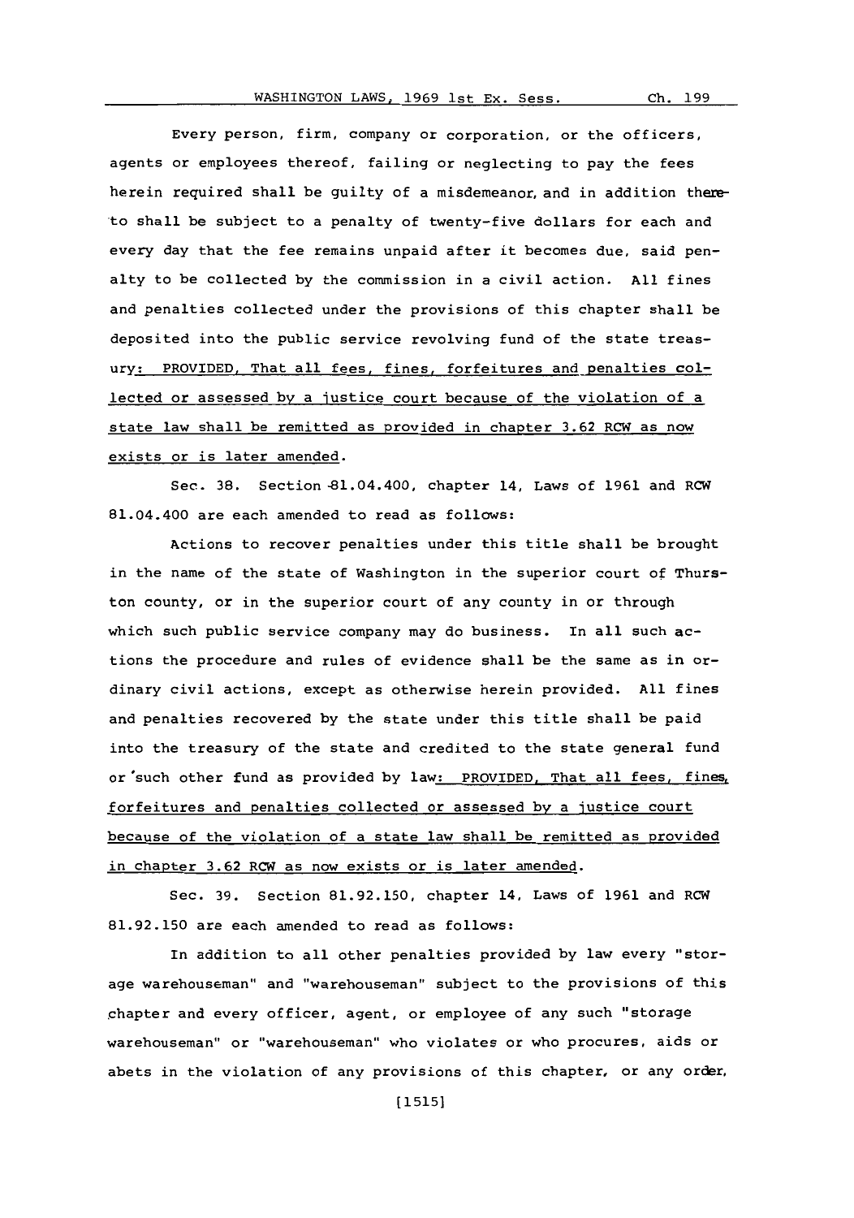Every person, firm, company or corporation, or the officers, agents or employees thereof, failing or neglecting to pay the fees herein required shall be guilty of a misdemeanor, and in addition thereto shall be subject to a penalty of twenty-five dollars for each and every day that the fee remains unpaid after it becomes due, said penalty to be collected by the commission in a civil action. All fines and penalties collected under the provisions of this chapter shall be deposited into the public service revolving fund of the state treasury: PROVIDED, That all fees, fines, forfeitures and penalties collected or assessed by a justice court because of the violation of a state law shall be remitted as provided in chapter 3.62 RCW as now exists or is later amended.

Sec. 38. Section 81.04.400, chapter 14, Laws of 1961 and RCW 81.04.400 are each amended to read as follows:

Actions to recover penalties under this title shall be brought in the name of the state of Washington in the superior court of Thurston county, or in the superior court of any county in or through which such public service company may do business. In all such actions the procedure and rules of evidence shall be the same as in ordinary civil actions, except as otherwise herein provided. All fines and penalties recovered by the state under this title shall be paid into the treasury of the state and credited to the state general fund or such other fund as provided by law: PROVIDED, That all fees, fines, forfeitures and penalties collected or assessed by a justice court because of the violation of a state law shall be remitted as provided in chapter 3.62 RCW as now exists or is later amended.

Sec. 39. Section 81.92.150, chapter 14, Laws of 1961 and RCW 81.92.150 are each amended to read as follows:

In addition to all other penalties provided by law every "storage warehouseman" and "warehouseman" subject to the provisions of this chapter and every officer, agent, or employee of any such "storage warehouseman" or "warehouseman" who violates or who procures, aids or abets in the violation of any provisions of this chapter, or any order,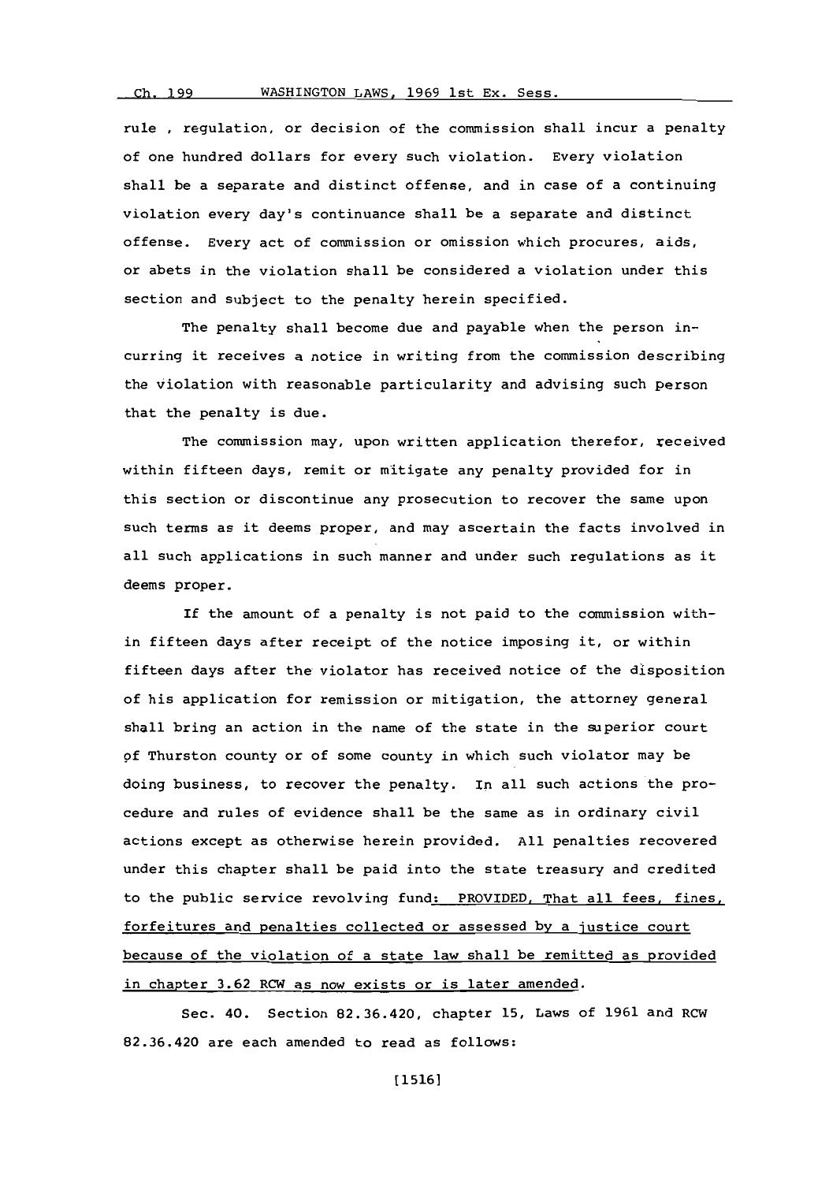rule , regulation, or decision of the commission shall incur a penalty of one hundred dollars for every such violation. Every violation shall be a separate and distinct offense, and in case of a continuing violation every day's continuance shall be a separate and distinct offense. Every act of commission or omission which procures, aids, or abets in the violation shall be considered a violation under this section and subject to the penalty herein specified.

The penalty shall become due and payable when the person incurring it receives a notice in writing from the commission describing the violation with reasonable particularity and advising such person that the penalty is due.

The commission may, upon written application therefor, received within fifteen days, remit or mitigate any penalty provided for in this section or discontinue any prosecution to recover the same upon such terms as it deems proper, and may ascertain the facts involved in all such applications in such manner and under such regulations as it deems proper.

If the amount of a penalty is not paid to the commission within fifteen days after receipt of the notice imposing it, or within fifteen days after the violator has received notice of the disposition of his application for remission or mitigation, the attorney general shall bring an action in the name of the state in the superior court of Thurston county or of some county in which such violator may be doing business, to recover the penalty. In all such actions the procedure and rules of evidence shall be the same as in ordinary civil actions except as otherwise herein provided. All penalties recovered under this chapter shall be paid into the state treasury and credited to the public service revolving fund: PROVIDED, That all fees, fines, forfeitures and penalties collected or assessed by a justice court because of the violation of a state law shall be remitted as provided in chapter 3.62 RCW as now exists or is later amended.

Sec. 40. Section 82.36.420, chapter 15, Laws of 1961 and RCW 82.36.420 are each amended to read as follows: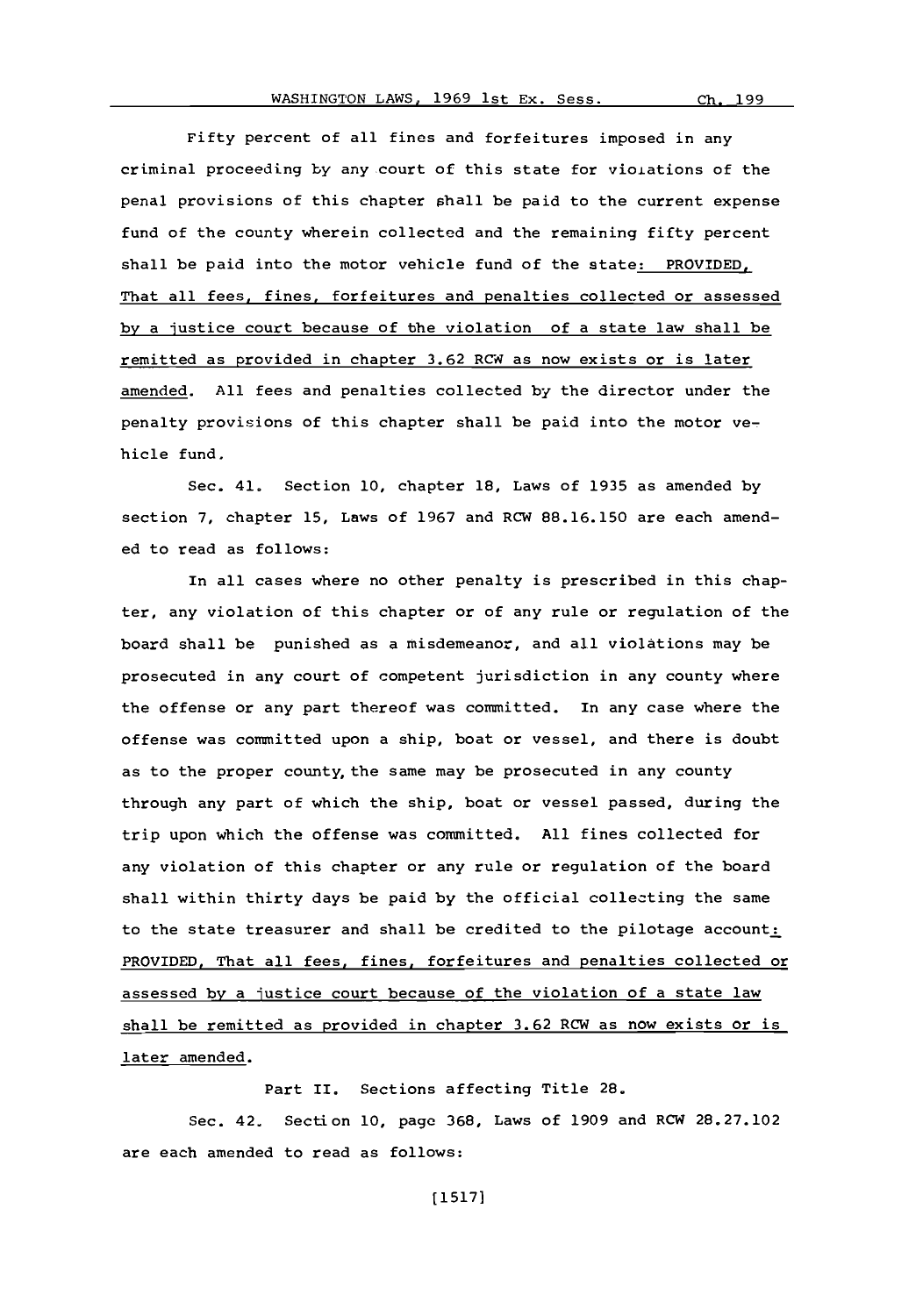Fifty percent of all fines and forfeitures imposed in any criminal proceeding by any court of this state for violations of the penal provisions of this chapter shall be paid to the current expense fund of the county wherein collected and the remaining fifty percent shall be paid into the motor vehicle fund of the state: PROVIDED, That all fees, fines, forfeitures and penalties collected or assessed by a justice court because of the violation of a state law shall be remitted as provided in chapter 3.62 RCW as now exists or is later amended. All fees and penalties collected by the director under the penalty provisions of this chapter shall be paid into the motor vehicle fund.

Sec. 41. Section 10, chapter 18, Laws of 1935 as amended by section 7, chapter 15, Laws of 1967 and RCW 88.16.150 are each amended to read as follows:

In all cases where no other penalty is prescribed in this chapter, any violation of this chapter or of any rule or regulation of the board shall be punished as a misdemeanor, and all violations may be prosecuted in any court of competent jurisdiction in any county where the offense or any part thereof was committed. In any case where the offense was committed upon a ship, boat or vessel, and there is doubt as to the proper county, the same may be prosecuted in any county through any part of which the ship, boat or vessel passed, during the trip upon which the offense was committed. All fines collected for any violation of this chapter or any rule or regulation of the board shall within thirty days be paid by the official collecting the same to the state treasurer and shall be credited to the pilotage account: PROVIDED, That all fees, fines, forfeitures and penalties collected or assessed by a justice court because of the violation of a state law shall be remitted as provided in chapter 3.62 RCW as now exists or is later amended.

Part II. Sections affecting Title 28.

Sec. 42. Section 10, page 368, Laws of 1909 and RCW 28.27.102 are each amended to read as follows: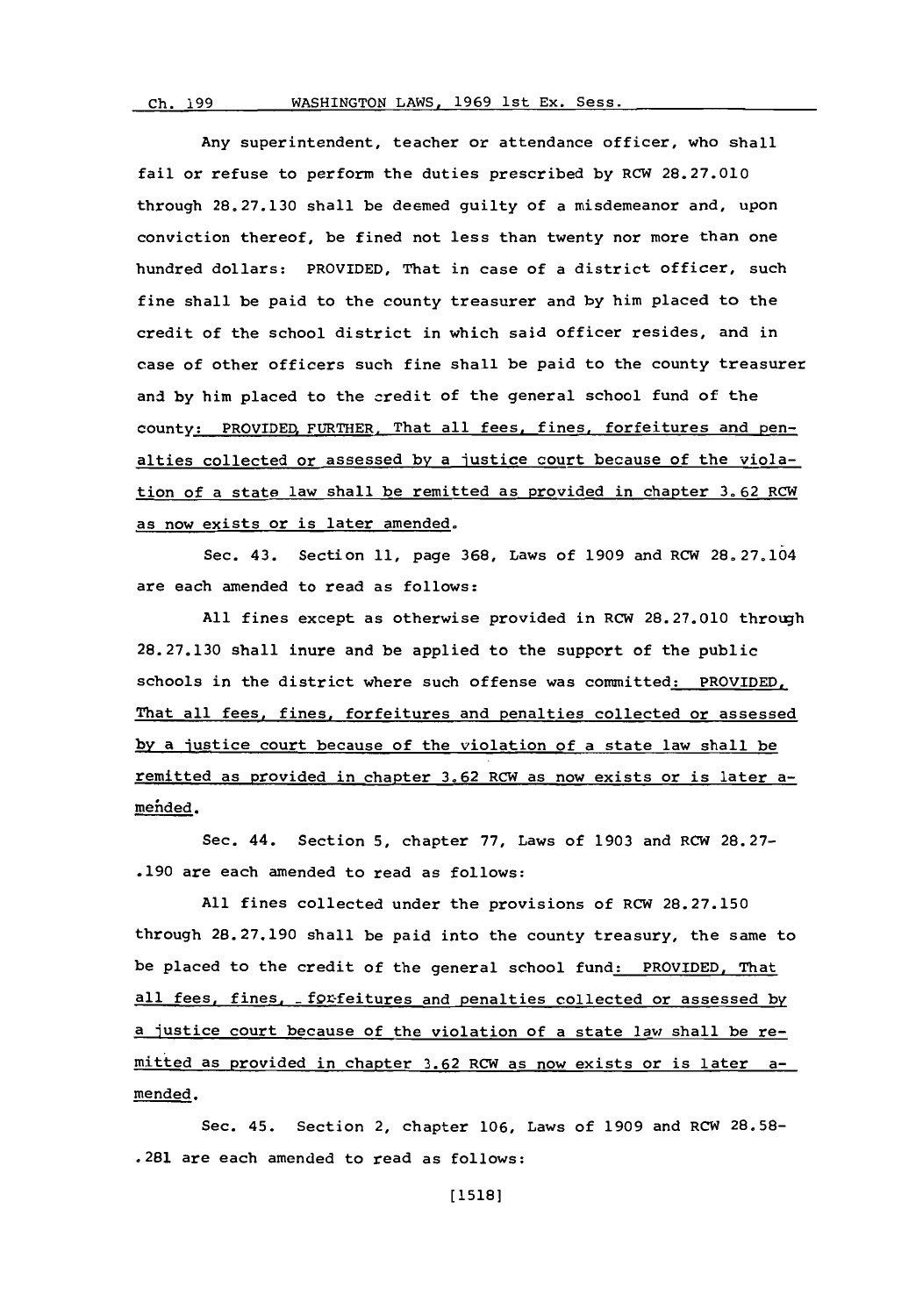Any superintendent, teacher or attendance officer, who shall fail or refuse to perform the duties prescribed by RCW 28.27.010 through 28.27.130 shall be deemed guilty of a misdemeanor and, upon conviction thereof, be fined not less than twenty nor more than one hundred dollars: PROVIDED, That in case of a district officer, such fine shall be paid to the county treasurer and by him placed to the credit of the school district in which said officer resides, and in case of other officers such fine shall be paid to the county treasurer and by him placed to the credit of the general school fund of the county: PROVIDED, FURTHER, That all fees, fines, forfeitures and penalties collected or assessed by a justice court because of the violation of a state law shall be remitted as provided in chapter 3.62 RCW as now exists or is later amended.

Sec. 43. Section 11, page 368, Laws of 1909 and RCW 28.27.104 are each amended to read as follows:

All fines except as otherwise provided in RCW 28.27.010 through 28.27.130 shall inure and be applied to the support of the public schools in the district where such offense was committed: PROVIDED, That all fees, fines, forfeitures and penalties collected or assessed by a justice court because of the violation of a state law shall be remitted as provided in chapter 3.62 RCW as now exists or is later amended.

Sec. 44. Section 5, chapter 77, Laws of 1903 and RCW 28.27-.190 are each amended to read as follows:

All fines collected under the provisions of RCW 28.27.150 through 28.27.190 shall be paid into the county treasury, the same to be placed to the credit of the general school fund: PROVIDED, That all fees, fines, forfeitures and penalties collected or assessed by a justice court because of the violation of a state law shall be remitted as provided in chapter 3.62 RCW as now exists or is later amended.

Sec. 45. Section 2, chapter 106, Laws of 1909 and RCW 28.58-.281 are each amended to read as follows: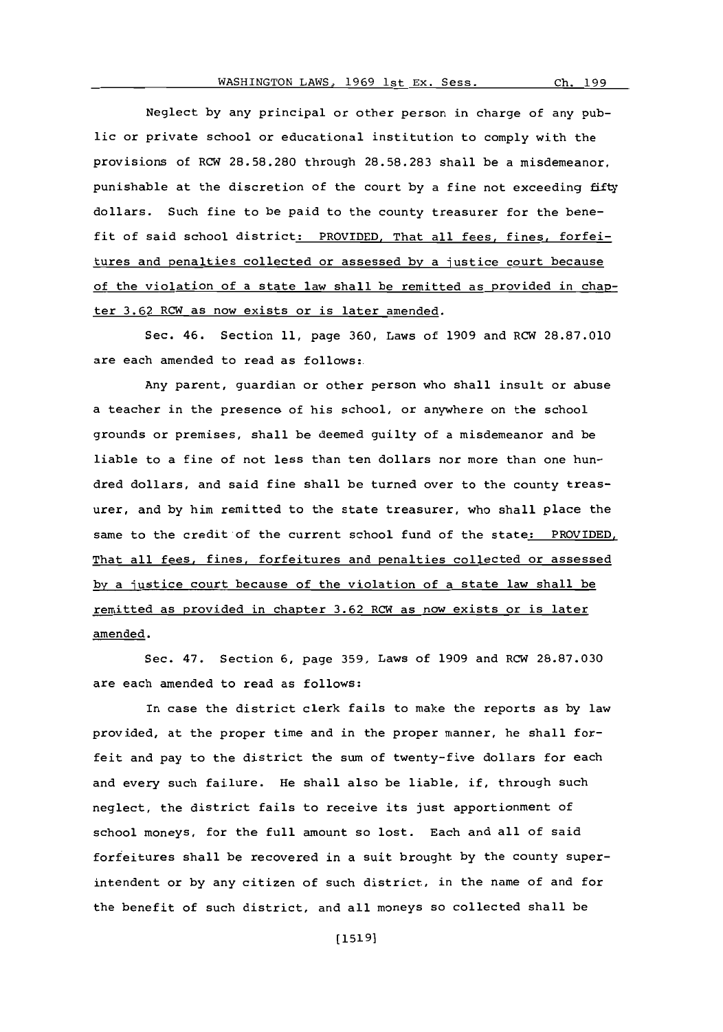Neglect by any principal or other person in charge of any public or private school or educational institution to comply with the provisions of RCW 28.58.280 through 28.58.283 shall be a misdemeanor, punishable at the discretion of the court by a fine not exceeding fifty dollars. Such fine to be paid to the county treasurer for the benefit of said school district: PROVIDED, That all fees, fines, forfeitures and penalties collected or assessed by a justice court because of the violation of a state law shall be remitted as provided in chapter 3.62 RCW as now exists or is later amended.

Sec. 46. Section 11, page 360, Laws of 1909 and RCW 28.87.010 are each amended to read as follows:

Any parent, guardian or other person who shall insult or abuse a teacher in the presence of his school, or anywhere on the school grounds or premises, shall be deemed guilty of a misdemeanor and be liable to a fine of not less than ten dollars nor more than one hundred dollars, and said fine shall be turned over to the county treasurer, and by him remitted to the state treasurer, who shall place the same to the credit of the current school fund of the state: PROVIDED, That all fees, fines, forfeitures and penalties collected or assessed by a justice court because of the violation of a state law shall be remitted as provided in chapter 3.62 RCW as now exists or is later amended.

Sec. 47. Section 6, page 359, Laws of 1909 and RCW 28.87.030 are each amended to read as follows:

In case the district clerk fails to make the reports as by law provided, at the proper time and in the proper manner, he shall forfeit and pay to the district the sum of twenty-five dollars for each and every such failure. He shall also be liable, if, through such neglect, the district fails to receive its just apportionment of school moneys, for the full amount so lost. Each and all of said forfeitures shall be recovered in a suit brought by the county superintendent or by any citizen of such district, in the name of and for the benefit of such district, and all moneys so collected shall be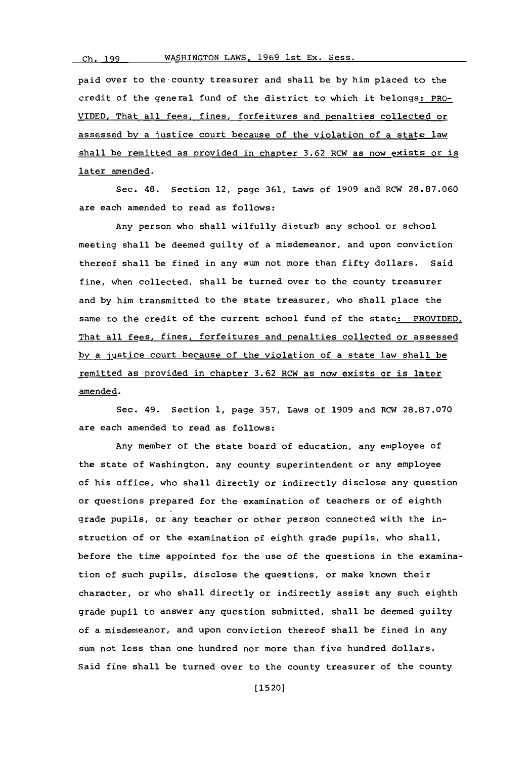paid over to the county treasurer and shall be by him placed to the credit of the general fund of the district to which it belongs: PROVIDED, That all fees, fines, forfeitures and penalties collected or assessed by a justice court because of the violation of a state law shall be remitted as provided in chapter 3.62 RCW as now exists or is later amended.

Sec. 48. Section 12, page 361, Laws of 1909 and RCW 28.87.060 are each amended to read as follows:

Any person who shall wilfully disturb any school or school meeting shall be deemed guilty of a misdemeanor, and upon conviction thereof shall be fined in any sum not more than fifty dollars. Said fine, when collected, shall be turned over to the county treasurer and by him transmitted to the state treasurer, who shall place the same to the credit of the current school fund of the state: PROVIDED, That all fees, fines, forfeitures and penalties collected or assessed by a justice court because of the violation of a state law shall be remitted as provided in chapter 3.62 RCW as now exists or is later amended.

Sec. 49. Section 1, page 357, Laws of 1909 and RCW 28.87.070 are each amended to read as follows:

Any member of the state board of education, any employee of the state of Washington, any county superintendent or any employee of his office, who shall directly or indirectly disclose any question or questions prepared for the examination of teachers or of eighth grade pupils, or any teacher or other person connected with the instruction of or the examination of eighth grade pupils, who shall, before the time appointed for the use of the questions in the examination of such pupils, disclose the questions, or make known their character, or who shall directly or indirectly assist any such eighth grade pupil to answer any question submitted, shall be deemed guilty of a misdemeanor, and upon conviction thereof shall be fined in any sum not less than one hundred nor more than five hundred dollars. Said fine shall be turned over to the county treasurer of the county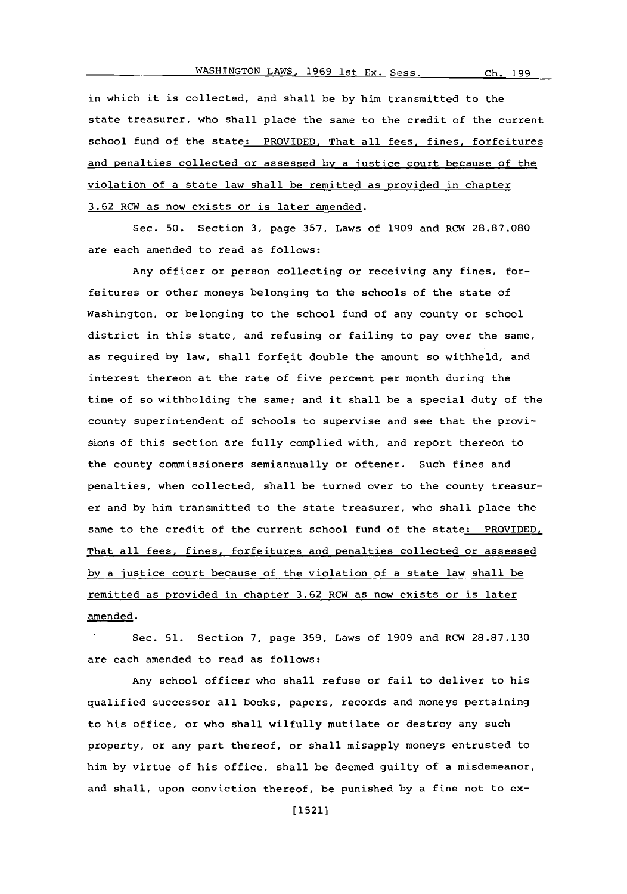in which it is collected, and shall be by him transmitted to the state treasurer, who shall place the same to the credit of the current school fund of the state: PROVIDED, That all fees, fines, forfeitures and penalties collected or assessed by a justice court because of the violation of a state law shall be remitted as provided in chapter 3.62 RCW as now exists or is later amended.

Sec. 50. Section 3, page 357, Laws of 1909 and RCW 28.87.080 are each amended to read as follows:

Any officer or person collecting or receiving any fines, forfeitures or other moneys belonging to the schools of the state of Washington, or belonging to the school fund of any county or school district in this state, and refusing or failing to pay over the same, as required by law, shall forfeit double the amount so withheld, and interest thereon at the rate of five percent per month during the time of so withholding the same; and it shall be a special duty of the county superintendent of schools to supervise and see that the provisions of this section are fully complied with, and report thereon to the county commissioners semiannually or oftener. Such fines and penalties, when collected, shall be turned over to the county treasurer and by him transmitted to the state treasurer, who shall place the same to the credit of the current school fund of the state: PROVIDED, That all fees, fines, forfeitures and penalties collected or assessed by a justice court because of the violation of a state law shall be remitted as provided in chapter 3.62 RCW as now exists or is later amended.

Sec. 51. Section 7, page 359, Laws of 1909 and RCW 28.87.130 are each amended to read as follows:

Any school officer who shall refuse or fail to deliver to his qualified successor all books, papers, records and moneys pertaining to his office, or who shall wilfully mutilate or destroy any such property, or any part thereof, or shall misapply moneys entrusted to him by virtue of his office, shall be deemed guilty of a misdemeanor, and shall, upon conviction thereof, be punished by a fine not to ex-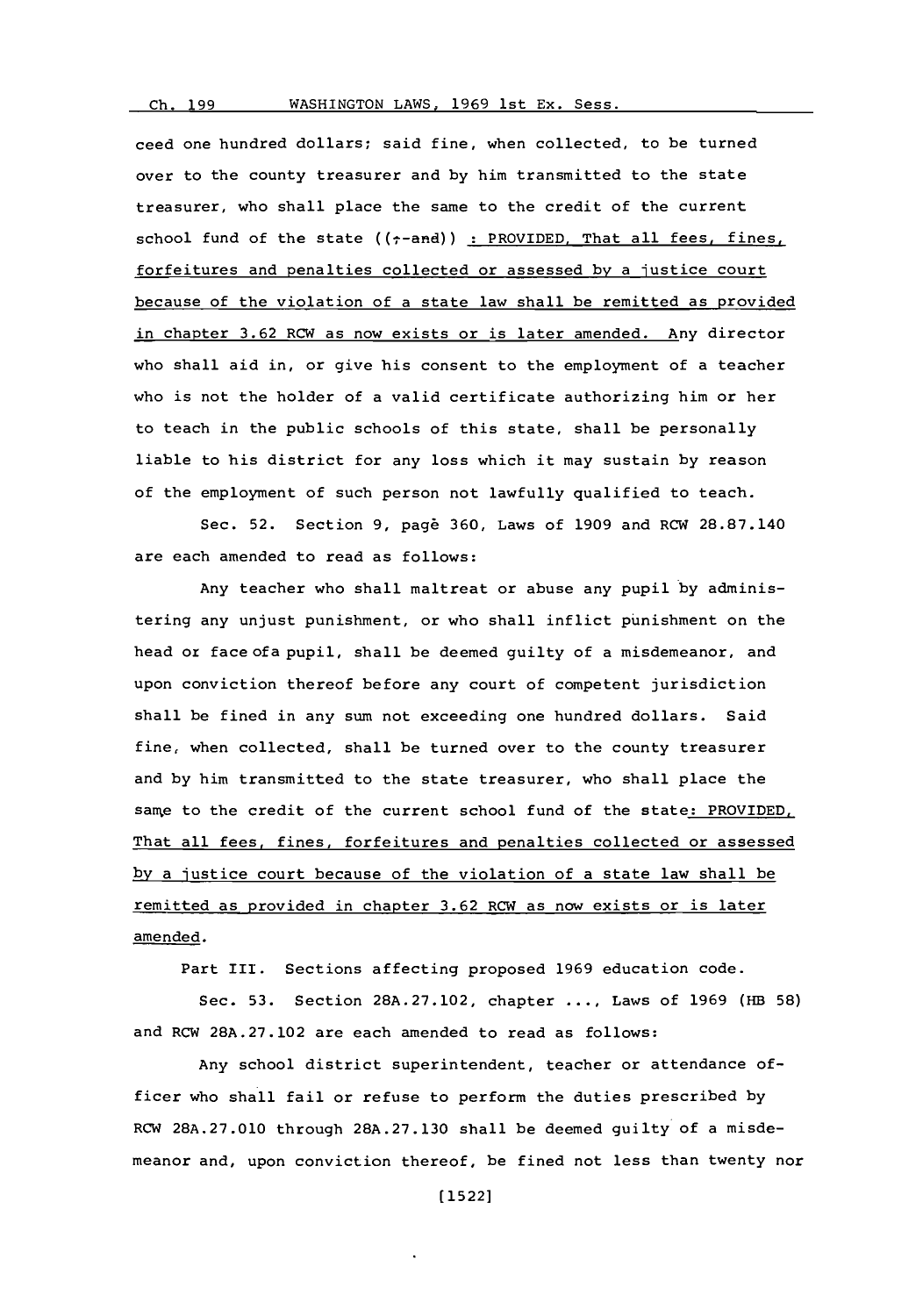ceed one hundred dollars; said fine, when collected, to be turned over to the county treasurer and by him transmitted to the state treasurer, who shall place the same to the credit of the current school fund of the state ((;-and)) : PROVIDED, That all fees, fines, forfeitures and penalties collected or assessed by a justice court because of the violation of a state law shall be remitted as provided in chapter 3.62 RCW as now exists or is later amended. Any director who shall aid in, or give his consent to the employment of a teacher who is not the holder of a valid certificate authorizing him or her to teach in the public schools of this state, shall be personally liable to his district for any loss which it may sustain by reason of the employment of such person not lawfully qualified to teach.

Sec. 52. Section 9, page 360, Laws of 1909 and RCW 28.87.140 are each amended to read as follows:

Any teacher who shall maltreat or abuse any pupil by administering any unjust punishment, or who shall inflict punishment on the head or face of a pupil, shall be deemed guilty of a misdemeanor, and upon conviction thereof before any court of competent jurisdiction shall be fined in any sum not exceeding one hundred dollars. Said fine, when collected, shall be turned over to the county treasurer and by him transmitted to the state treasurer, who shall place the same to the credit of the current school fund of the state: PROVIDED, That all fees, fines, forfeitures and penalties collected or assessed by a justice court because of the violation of a state law shall be remitted as provided in chapter 3.62 RCW as now exists or is later amended.

Part III. Sections affecting proposed 1969 education code.

Sec. 53. Section 28A.27.102, chapter ...., Laws of 1969 (HB 58) and RCW 28A.27.102 are each amended to read as follows:

Any school district superintendent, teacher or attendance officer who shall fail or refuse to perform the duties prescribed by RCW 28A.27.010 through 28A.27.130 shall be deemed guilty of a misdemeanor and, upon conviction thereof, be fined not less than twenty nor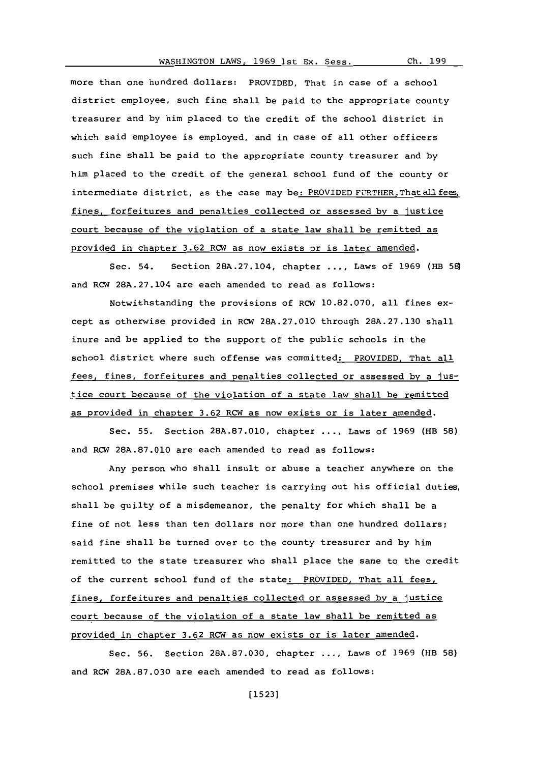more than one hundred dollars: PROVIDED, That in case of a school district employee, such fine shall be paid to the appropriate county treasurer and by him placed to the credit of the school district in which said employee is employed, and in case of all other officers such fine shall be paid to the appropriate county treasurer and by him placed to the credit of the general school fund of the county or intermediate district, as the case may be: PROVIDED FURTHER, That all fees, fines, forfeitures and penalties collected or assessed by a justice court because of the violation of a state law shall be remitted as provided in chapter 3.62 RCW as now exists or is later amended.

Sec. 54. Section 28A.27.104, chapter ..., Laws of 1969 (HB 58) and RCW 28A.27.104 are each amended to read as follows:

Notwithstanding the provisions of RCW 10.82.070, all fines except as otherwise provided in RCW 28A.27.010 through 28A.27.130 shall inure and be applied to the support of the public schools in the school district where such offense was committed: PROVIDED, That all fees, fines, forfeitures and penalties collected or assessed by a justice court because of the violation of a state law shall be remitted as provided in chapter 3.62 RCW as now exists or is later amended.

Sec. 55. Section 28A.87.010, chapter ..., Laws of 1969 (HB 58) and RCW 28A.87.010 are each amended to read as follows:

Any person who shall insult or abuse a teacher anywhere on the school premises while such teacher is carrying out his official duties, shall be guilty of a misdemeanor, the penalty for which shall be a fine of not less than ten dollars nor more than one hundred dollars; said fine shall be turned over to the county treasurer and by him remitted to the state treasurer who shall place the same to the credit of the current school fund of the state: PROVIDED, That all fees, fines, forfeitures and penalties collected or assessed by a justice court because of the violation of a state law shall be remitted as provided in chapter 3.62 RCW as now exists or is later amended.

Sec. 56. Section 28A.87.030, chapter ..., Laws of 1969 (HB 58) and RCW 28A.87.030 are each amended to read as follows: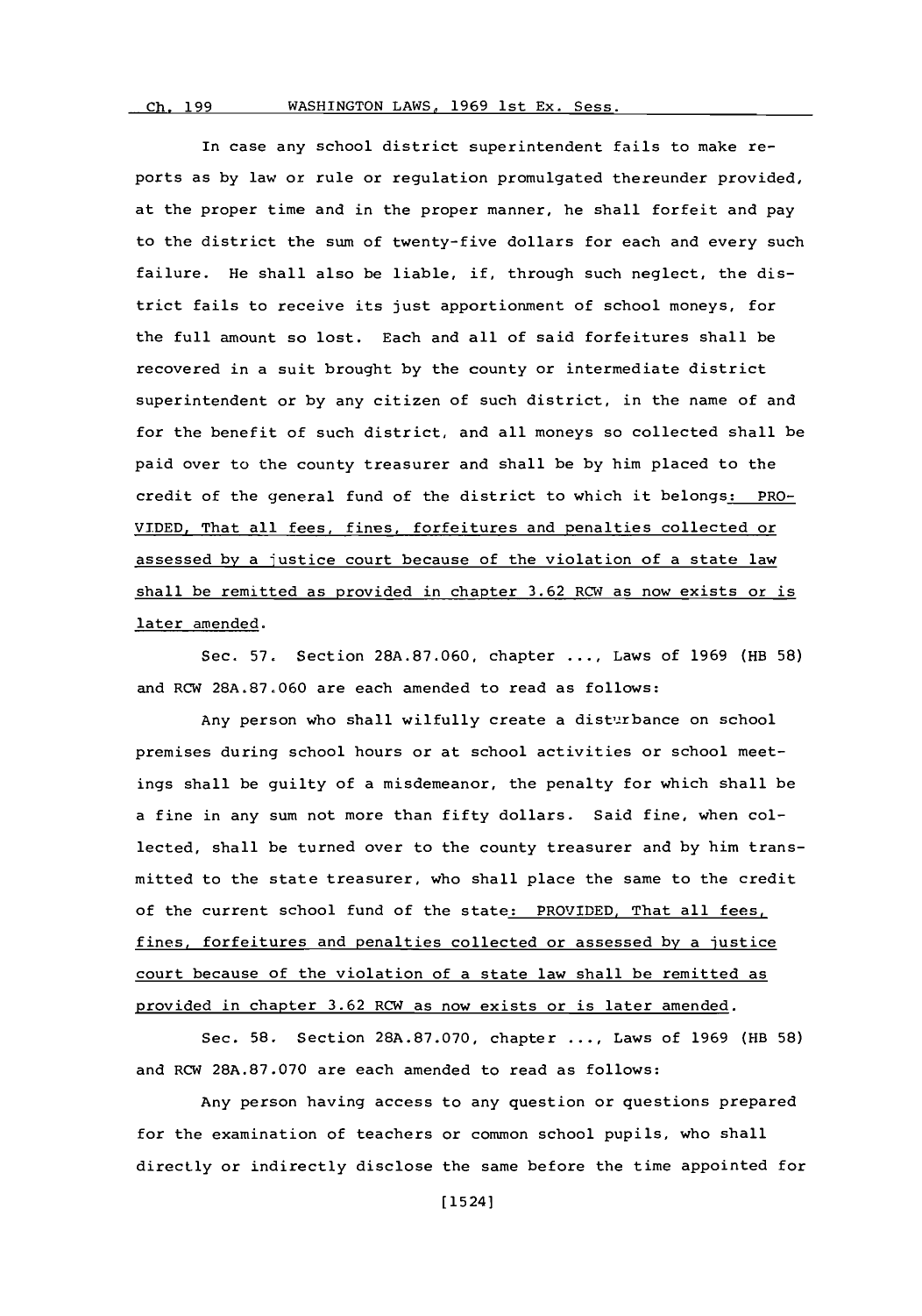In case any school district superintendent fails to make reports as by law or rule or regulation promulgated thereunder provided, at the proper time and in the proper manner, he shall forfeit and pay to the district the sum of twenty-five dollars for each and every such failure. He shall also be liable, if, through such neglect, the district fails to receive its just apportionment of school moneys, for the full amount so lost. Each and all of said forfeitures shall be recovered in a suit brought by the county or intermediate district superintendent or by any citizen of such district, in the name of and for the benefit of such district, and all moneys so collected shall be paid over to the county treasurer and shall be by him placed to the credit of the general fund of the district to which it belongs: PROVIDED, That all fees, fines, forfeitures and penalties collected or assessed by a justice court because of the violation of a state law shall be remitted as provided in chapter 3.62 RCW as now exists or is later amended.

Sec. 57. Section 28A.87.060, chapter ..., Laws of 1969 (HB 58) and RCW 28A.87.060 are each amended to read as follows:

Any person who shall wilfully create a disturbance on school premises during school hours or at school activities or school meetings shall be guilty of a misdemeanor, the penalty for which shall be a fine in any sum not more than fifty dollars. Said fine, when collected, shall be turned over to the county treasurer and by him transmitted to the state treasurer, who shall place the same to the credit of the current school fund of the state: PROVIDED, That all fees, fines, forfeitures and penalties collected or assessed by a justice court because of the violation of a state law shall be remitted as provided in chapter 3.62 RCW as now exists or is later amended.

Sec. 58. Section 28A.87.070, chapter ..., Laws of 1969 (HB 58) and RCW 28A.87.070 are each amended to read as follows:

Any person having access to any question or questions prepared for the examination of teachers or common school pupils, who shall directly or indirectly disclose the same before the time appointed for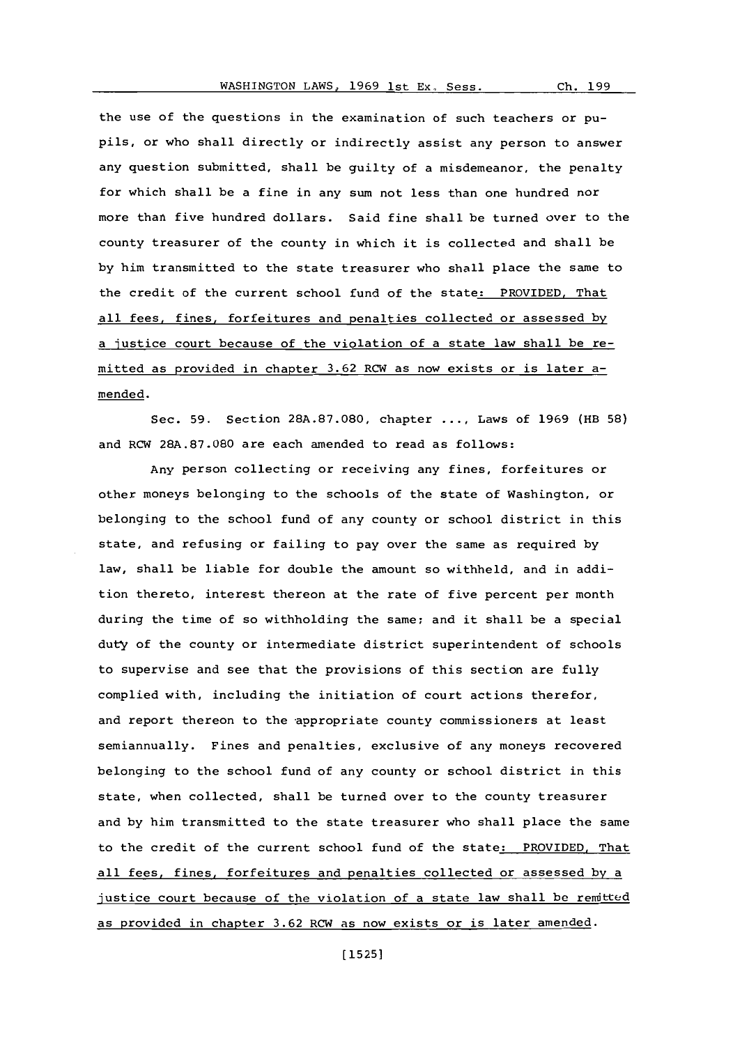the use of the questions in the examination of such teachers or pupils, or who shall directly or indirectly assist any person to answer any question submitted, shall be guilty of a misdemeanor, the penalty for which shall be a fine in any sum not less than one hundred nor more than five hundred dollars. Said fine shall be turned over to the county treasurer of the county in which it is collected and shall be by him transmitted to the state treasurer who shall place the same to the credit of the current school fund of the state: PROVIDED, That all fees, fines, forfeitures and penalties collected or assessed by a justice court because of the violation of a state law shall be remitted as provided in chapter 3.62 RCW as now exists or is later amended.

Sec. 59. Section 28A.87.080, chapter ..., Laws of 1969 (HB 58) and RCW 28A.87.080 are each amended to read as follows:

Any person collecting or receiving any fines, forfeitures or other moneys belonging to the schools of the state of Washington, or belonging to the school fund of any county or school district in this state, and refusing or failing to pay over the same as required by law, shall be liable for double the amount so withheld, and in addition thereto, interest thereon at the rate of five percent per month during the time of so withholding the same; and it shall be a special duty of the county or intermediate district superintendent of schools to supervise and see that the provisions of this section are fully complied with, including the initiation of court actions therefor, and report thereon to the appropriate county commissioners at least semiannually. Fines and penalties, exclusive of any moneys recovered belonging to the school fund of any county or school district in this state, when collected, shall be turned over to the county treasurer and by him transmitted to the state treasurer who shall place the same to the credit of the current school fund of the state: PROVIDED, That all fees, fines, forfeitures and penalties collected or assessed by a justice court because of the violation of a state law shall be remitted as provided in chapter 3.62 RCW as now exists or is later amended.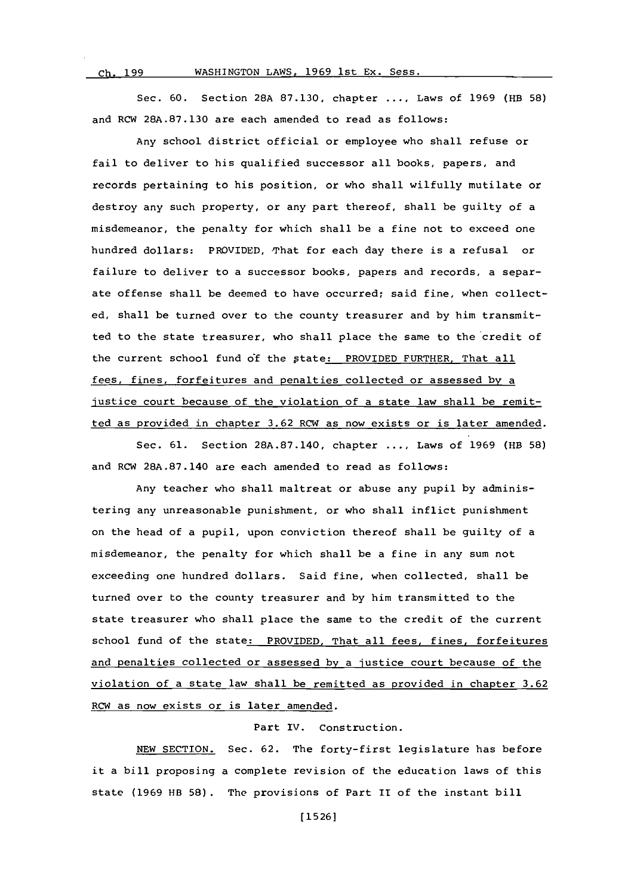Sec. 60. Section 28A 87.130, chapter ...., Laws of 1969 (HB 58) and RCW 28A.87.130 are each amended to read as follows:

Any school district official or employee who shall refuse or fail to deliver to his qualified successor all books, papers, and records pertaining to his position, or who shall wilfully mutilate or destroy any such property, or any part thereof, shall be guilty of a misdemeanor, the penalty for which shall be a fine not to exceed one hundred dollars: PROVIDED, That for each day there is a refusal or failure to deliver to a successor books, papers and records, a separate offense shall be deemed to have occurred; said fine, when collected, shall be turned over to the county treasurer and by him transmitted to the state treasurer, who shall place the same to the credit of the current school fund of the state: PROVIDED FURTHER, That all fees, fines, forfeitures and penalties collected or assessed by a justice court because of the violation of a state law shall be remitted as provided in chapter 3.62 RCW as now exists or is later amended.

Sec. 61. Section 28A.87.140, chapter ...., Laws of 1969 (HB 58) and RCW 28A.87.140 are each amended to read as follows:

Any teacher who shall maltreat or abuse any pupil by administering any unreasonable punishment, or who shall inflict punishment on the head of a pupil, upon conviction thereof shall be guilty of a misdemeanor, the penalty for which shall be a fine in any sum not exceeding one hundred dollars. Said fine, when collected, shall be turned over to the county treasurer and by him transmitted to the state treasurer who shall place the same to the credit of the current school fund of the state: PROVIDED, That all fees, fines, forfeitures and penalties collected or assessed by a justice court because of the violation of a state law shall be remitted as provided in chapter 3.62 RCW as now exists or is later amended.

Part IV. Construction.

NEW SECTION. Sec. 62. The forty-first legislature has before it a bill proposing a complete revision of the education laws of this state (1969 HB 58). The provisions of Part II of the instant bill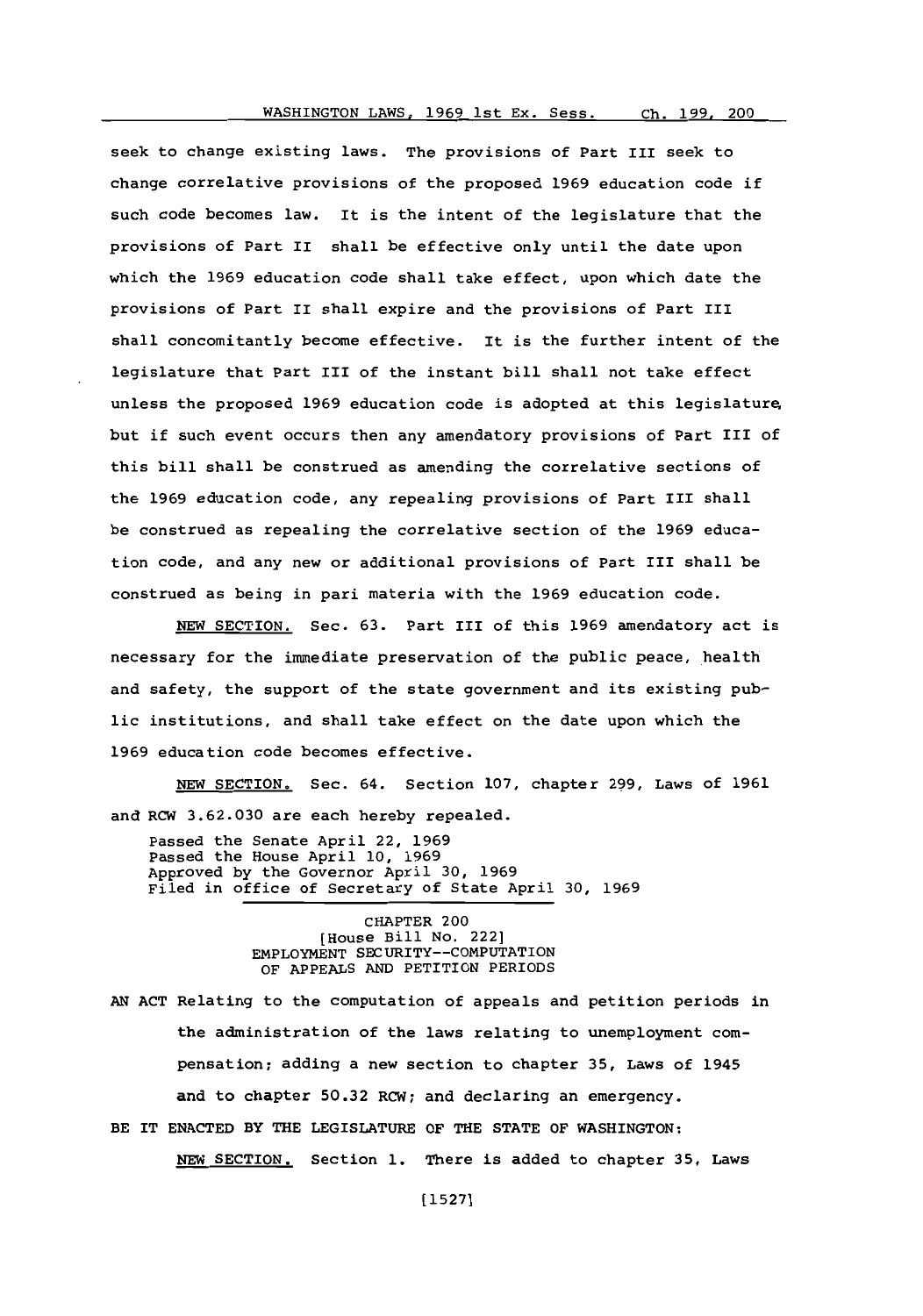seek to change existing laws. The provisions of Part III seek to change correlative provisions of the proposed 1969 education code if such code becomes law. It is the intent of the legislature that the provisions of Part II shall be effective only until the date upon which the 1969 education code shall take effect, upon which date the provisions of Part II shall expire and the provisions of Part III shall concomitantly become effective. It is the further intent of the legislature that Part III of the instant bill shall not take effect unless the proposed 1969 education code is adopted at this legislature, but if such event occurs then any amendatory provisions of Part III of this bill shall be construed as amending the correlative sections of the 1969 education code, any repealing provisions of Part III shall be construed as repealing the correlative section of the 1969 education code, and any new or additional provisions of Part III shall be construed as being in pari materia with the 1969 education code.

NEW SECTION. Sec. 63. Part III of this 1969 amendatory act is necessary for the immediate preservation of the public peace, health and safety, the support of the state government and its existing public institutions, and shall take effect on the date upon which the 1969 education code becomes effective.

NEW SECTION. Sec. 64. Section 107, chapter 299, Laws of 1961 and RCW 3.62.030 are each hereby repealed.

Passed the Senate April 22, 1969
Passed the House April 10, 1969
Approved by the Governor April 30, 1969
Filed in office of Secretary of State April 30, 1969

CHAPTER 200
[House Bill No. 222]
EMPLOYMENT SECURITY--COMPUTATION OF APPEALS AND PETITION PERIODS

AN ACT Relating to the computation of appeals and petition periods in the administration of the laws relating to unemployment compensation; adding a new section to chapter 35, Laws of 1945 and to chapter 50.32 RCW; and declaring an emergency.

BE IT ENACTED BY THE LEGISLATURE OF THE STATE OF WASHINGTON:

NEW SECTION. Section 1. There is added to chapter 35, Laws